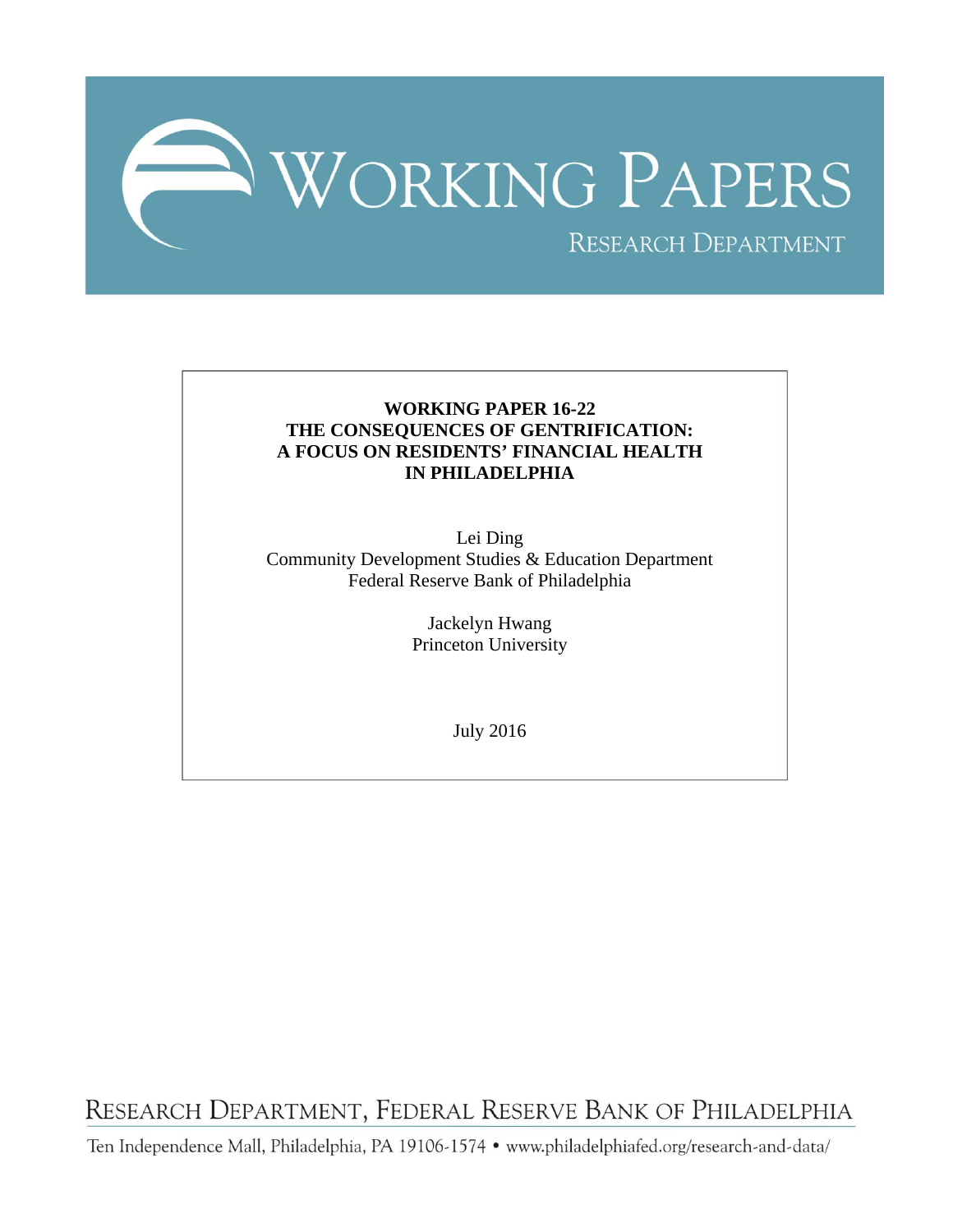# WORKING PAPERS

RESEARCH DEPARTMENT

**WORKING PAPER 16-22**
**THE CONSEQUENCES OF GENTRIFICATION:**
**A FOCUS ON RESIDENTS' FINANCIAL HEALTH**
**IN PHILADELPHIA**

Lei Ding
Community Development Studies & Education Department
Federal Reserve Bank of Philadelphia

Jackelyn Hwang
Princeton University

July 2016

RESEARCH DEPARTMENT, FEDERAL RESERVE BANK OF PHILADELPHIA

Ten Independence Mall, Philadelphia, PA 19106-1574 • www.philadelphiafed.org/research-and-data/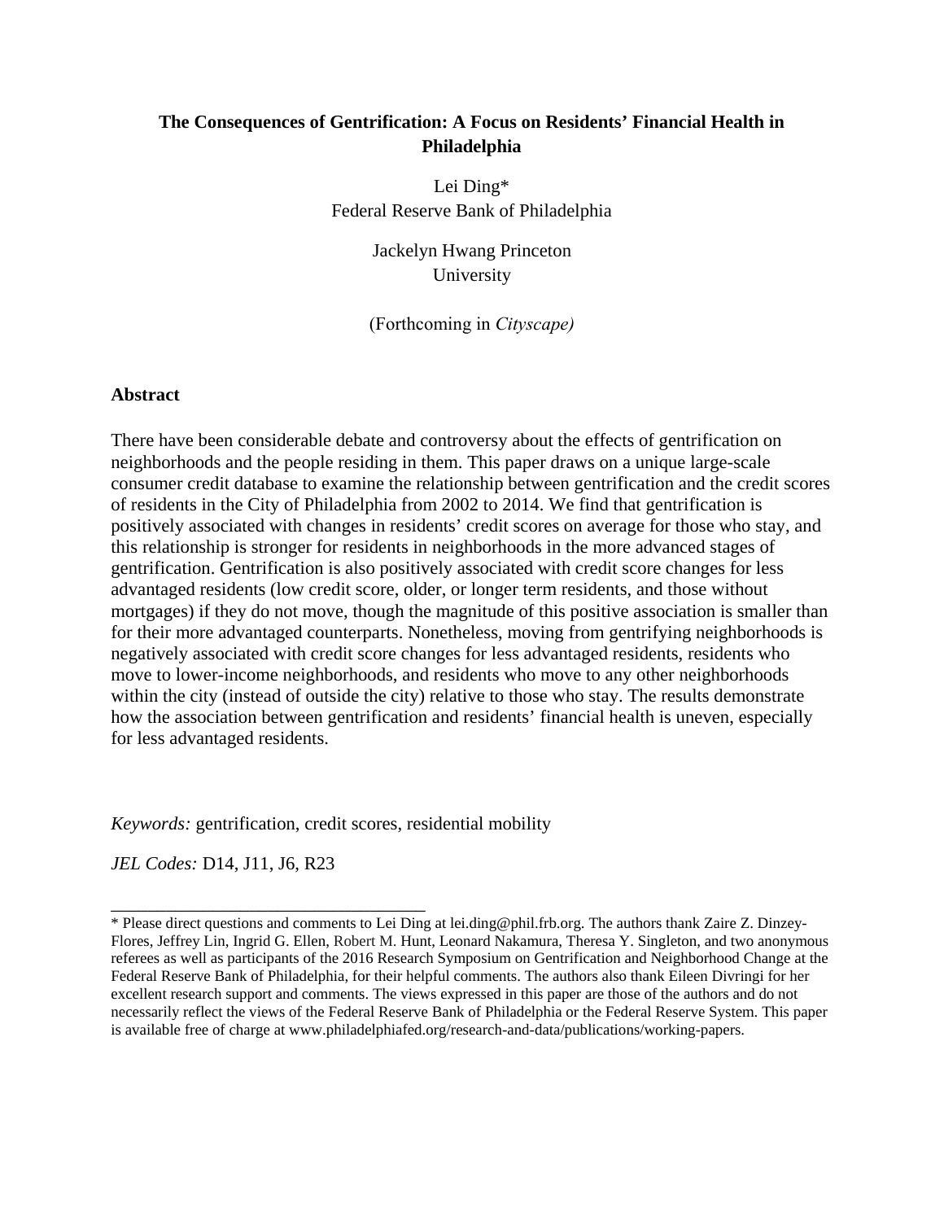# The Consequences of Gentrification: A Focus on Residents' Financial Health in Philadelphia

Lei Ding*
Federal Reserve Bank of Philadelphia

Jackelyn Hwang Princeton
University

(Forthcoming in *Cityscape)*

## Abstract

There have been considerable debate and controversy about the effects of gentrification on neighborhoods and the people residing in them. This paper draws on a unique large-scale consumer credit database to examine the relationship between gentrification and the credit scores of residents in the City of Philadelphia from 2002 to 2014. We find that gentrification is positively associated with changes in residents' credit scores on average for those who stay, and this relationship is stronger for residents in neighborhoods in the more advanced stages of gentrification. Gentrification is also positively associated with credit score changes for less advantaged residents (low credit score, older, or longer term residents, and those without mortgages) if they do not move, though the magnitude of this positive association is smaller than for their more advantaged counterparts. Nonetheless, moving from gentrifying neighborhoods is negatively associated with credit score changes for less advantaged residents, residents who move to lower-income neighborhoods, and residents who move to any other neighborhoods within the city (instead of outside the city) relative to those who stay. The results demonstrate how the association between gentrification and residents' financial health is uneven, especially for less advantaged residents.

*Keywords:* gentrification, credit scores, residential mobility

*JEL Codes:* D14, J11, J6, R23

---

\* Please direct questions and comments to Lei Ding at lei.ding@phil.frb.org. The authors thank Zaire Z. Dinzey-Flores, Jeffrey Lin, Ingrid G. Ellen, Robert M. Hunt, Leonard Nakamura, Theresa Y. Singleton, and two anonymous referees as well as participants of the 2016 Research Symposium on Gentrification and Neighborhood Change at the Federal Reserve Bank of Philadelphia, for their helpful comments. The authors also thank Eileen Divringi for her excellent research support and comments. The views expressed in this paper are those of the authors and do not necessarily reflect the views of the Federal Reserve Bank of Philadelphia or the Federal Reserve System. This paper is available free of charge at www.philadelphiafed.org/research-and-data/publications/working-papers.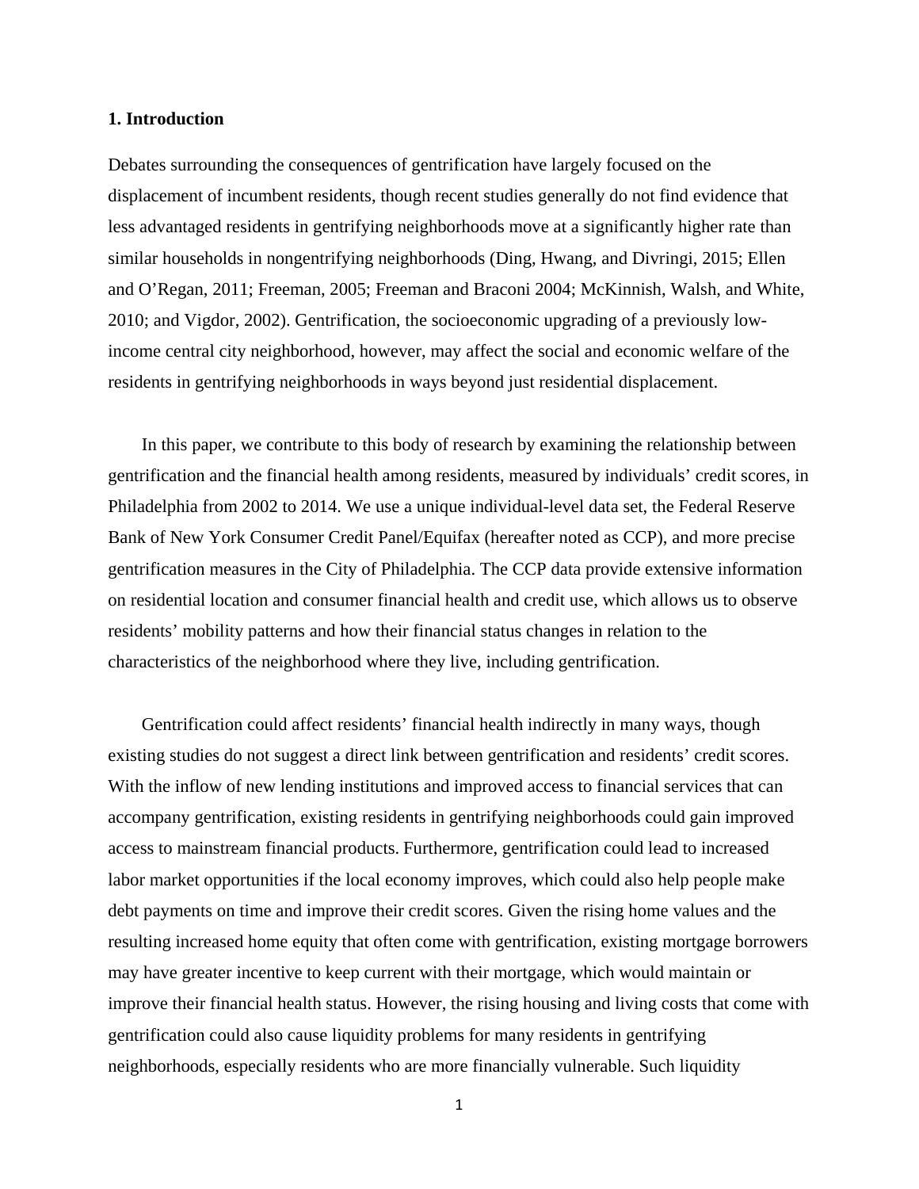## 1. Introduction

Debates surrounding the consequences of gentrification have largely focused on the displacement of incumbent residents, though recent studies generally do not find evidence that less advantaged residents in gentrifying neighborhoods move at a significantly higher rate than similar households in nongentrifying neighborhoods (Ding, Hwang, and Divringi, 2015; Ellen and O'Regan, 2011; Freeman, 2005; Freeman and Braconi 2004; McKinnish, Walsh, and White, 2010; and Vigdor, 2002). Gentrification, the socioeconomic upgrading of a previously low-income central city neighborhood, however, may affect the social and economic welfare of the residents in gentrifying neighborhoods in ways beyond just residential displacement.

In this paper, we contribute to this body of research by examining the relationship between gentrification and the financial health among residents, measured by individuals' credit scores, in Philadelphia from 2002 to 2014. We use a unique individual-level data set, the Federal Reserve Bank of New York Consumer Credit Panel/Equifax (hereafter noted as CCP), and more precise gentrification measures in the City of Philadelphia. The CCP data provide extensive information on residential location and consumer financial health and credit use, which allows us to observe residents' mobility patterns and how their financial status changes in relation to the characteristics of the neighborhood where they live, including gentrification.

Gentrification could affect residents' financial health indirectly in many ways, though existing studies do not suggest a direct link between gentrification and residents' credit scores. With the inflow of new lending institutions and improved access to financial services that can accompany gentrification, existing residents in gentrifying neighborhoods could gain improved access to mainstream financial products. Furthermore, gentrification could lead to increased labor market opportunities if the local economy improves, which could also help people make debt payments on time and improve their credit scores. Given the rising home values and the resulting increased home equity that often come with gentrification, existing mortgage borrowers may have greater incentive to keep current with their mortgage, which would maintain or improve their financial health status. However, the rising housing and living costs that come with gentrification could also cause liquidity problems for many residents in gentrifying neighborhoods, especially residents who are more financially vulnerable. Such liquidity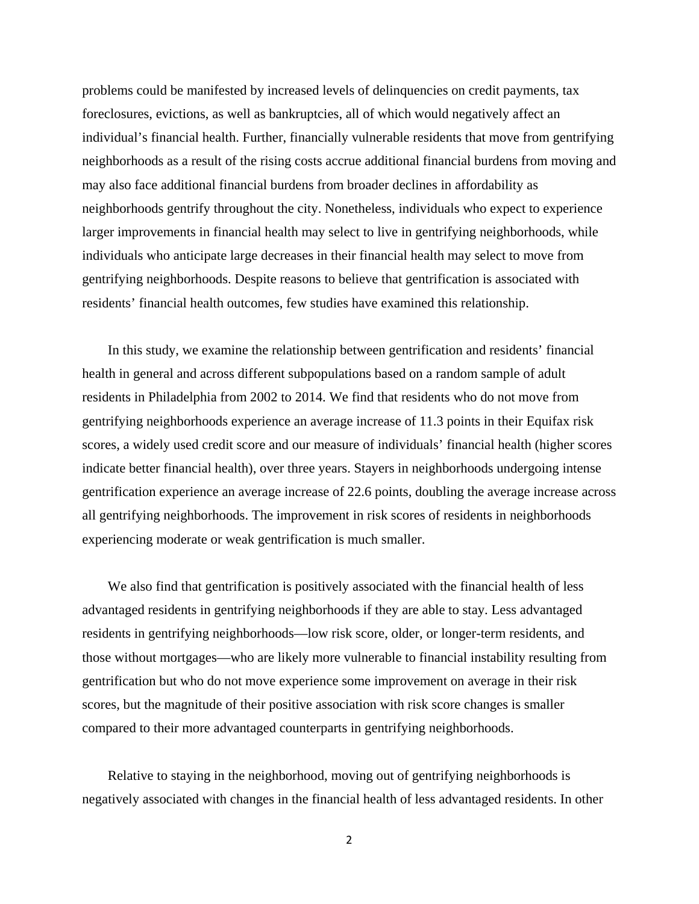problems could be manifested by increased levels of delinquencies on credit payments, tax foreclosures, evictions, as well as bankruptcies, all of which would negatively affect an individual's financial health. Further, financially vulnerable residents that move from gentrifying neighborhoods as a result of the rising costs accrue additional financial burdens from moving and may also face additional financial burdens from broader declines in affordability as neighborhoods gentrify throughout the city. Nonetheless, individuals who expect to experience larger improvements in financial health may select to live in gentrifying neighborhoods, while individuals who anticipate large decreases in their financial health may select to move from gentrifying neighborhoods. Despite reasons to believe that gentrification is associated with residents' financial health outcomes, few studies have examined this relationship.

In this study, we examine the relationship between gentrification and residents' financial health in general and across different subpopulations based on a random sample of adult residents in Philadelphia from 2002 to 2014. We find that residents who do not move from gentrifying neighborhoods experience an average increase of 11.3 points in their Equifax risk scores, a widely used credit score and our measure of individuals' financial health (higher scores indicate better financial health), over three years. Stayers in neighborhoods undergoing intense gentrification experience an average increase of 22.6 points, doubling the average increase across all gentrifying neighborhoods. The improvement in risk scores of residents in neighborhoods experiencing moderate or weak gentrification is much smaller.

We also find that gentrification is positively associated with the financial health of less advantaged residents in gentrifying neighborhoods if they are able to stay. Less advantaged residents in gentrifying neighborhoods—low risk score, older, or longer-term residents, and those without mortgages—who are likely more vulnerable to financial instability resulting from gentrification but who do not move experience some improvement on average in their risk scores, but the magnitude of their positive association with risk score changes is smaller compared to their more advantaged counterparts in gentrifying neighborhoods.

Relative to staying in the neighborhood, moving out of gentrifying neighborhoods is negatively associated with changes in the financial health of less advantaged residents. In other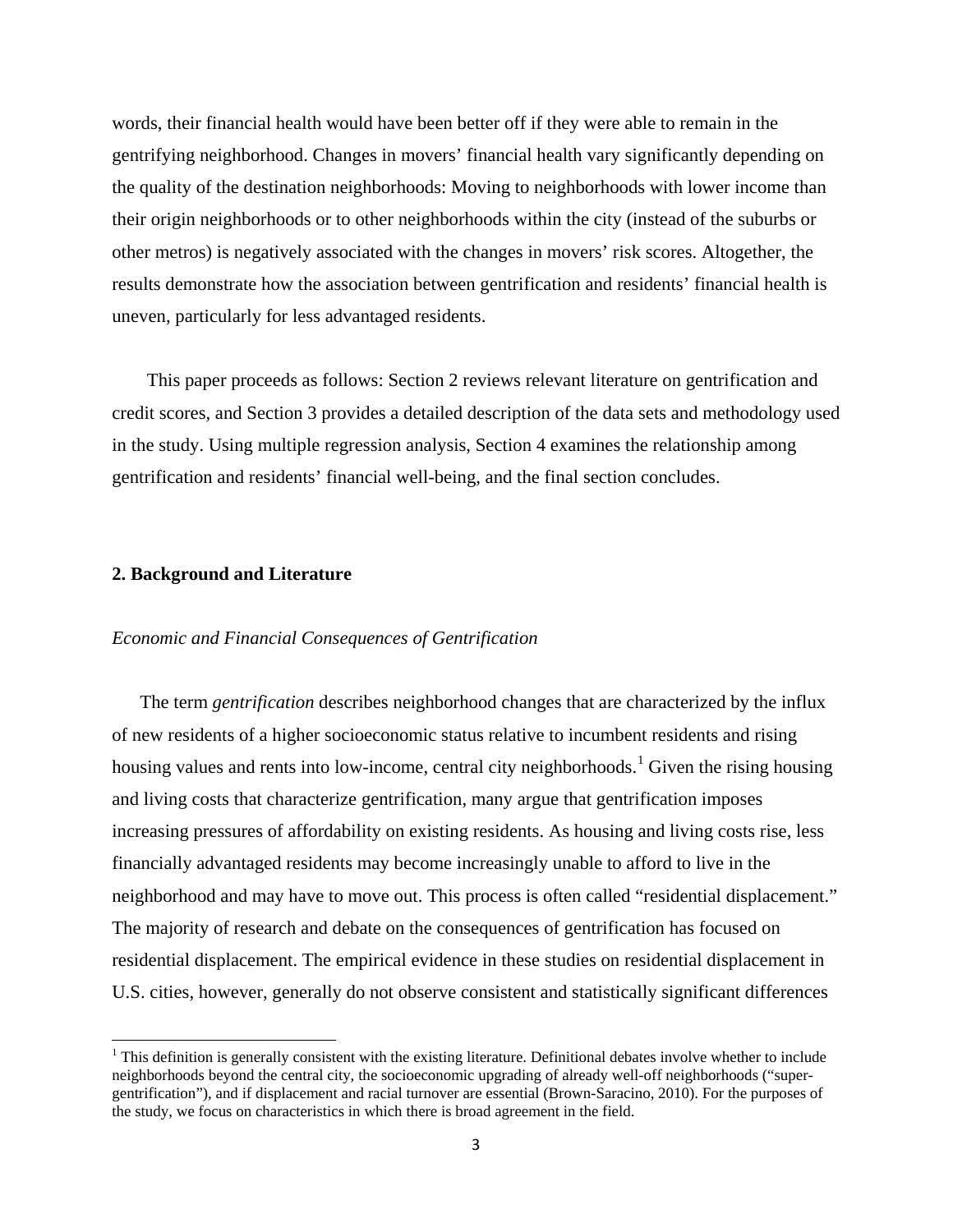words, their financial health would have been better off if they were able to remain in the gentrifying neighborhood. Changes in movers' financial health vary significantly depending on the quality of the destination neighborhoods: Moving to neighborhoods with lower income than their origin neighborhoods or to other neighborhoods within the city (instead of the suburbs or other metros) is negatively associated with the changes in movers' risk scores. Altogether, the results demonstrate how the association between gentrification and residents' financial health is uneven, particularly for less advantaged residents.

This paper proceeds as follows: Section 2 reviews relevant literature on gentrification and credit scores, and Section 3 provides a detailed description of the data sets and methodology used in the study. Using multiple regression analysis, Section 4 examines the relationship among gentrification and residents' financial well-being, and the final section concludes.

## 2. Background and Literature

### *Economic and Financial Consequences of Gentrification*

The term *gentrification* describes neighborhood changes that are characterized by the influx of new residents of a higher socioeconomic status relative to incumbent residents and rising housing values and rents into low-income, central city neighborhoods.[1] Given the rising housing and living costs that characterize gentrification, many argue that gentrification imposes increasing pressures of affordability on existing residents. As housing and living costs rise, less financially advantaged residents may become increasingly unable to afford to live in the neighborhood and may have to move out. This process is often called "residential displacement." The majority of research and debate on the consequences of gentrification has focused on residential displacement. The empirical evidence in these studies on residential displacement in U.S. cities, however, generally do not observe consistent and statistically significant differences

[1] This definition is generally consistent with the existing literature. Definitional debates involve whether to include neighborhoods beyond the central city, the socioeconomic upgrading of already well-off neighborhoods ("super-gentrification"), and if displacement and racial turnover are essential (Brown-Saracino, 2010). For the purposes of the study, we focus on characteristics in which there is broad agreement in the field.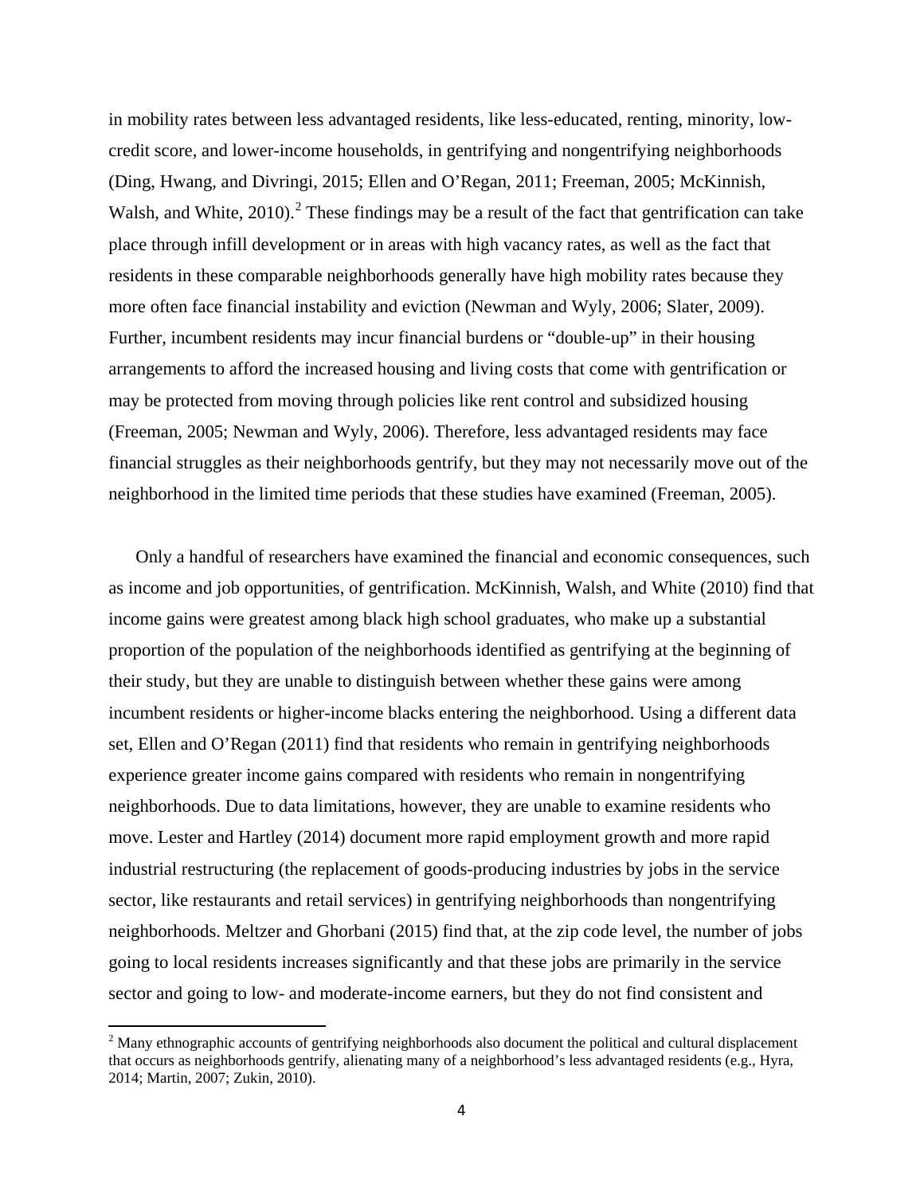in mobility rates between less advantaged residents, like less-educated, renting, minority, low-credit score, and lower-income households, in gentrifying and nongentrifying neighborhoods (Ding, Hwang, and Divringi, 2015; Ellen and O'Regan, 2011; Freeman, 2005; McKinnish, Walsh, and White, 2010).[2] These findings may be a result of the fact that gentrification can take place through infill development or in areas with high vacancy rates, as well as the fact that residents in these comparable neighborhoods generally have high mobility rates because they more often face financial instability and eviction (Newman and Wyly, 2006; Slater, 2009). Further, incumbent residents may incur financial burdens or "double-up" in their housing arrangements to afford the increased housing and living costs that come with gentrification or may be protected from moving through policies like rent control and subsidized housing (Freeman, 2005; Newman and Wyly, 2006). Therefore, less advantaged residents may face financial struggles as their neighborhoods gentrify, but they may not necessarily move out of the neighborhood in the limited time periods that these studies have examined (Freeman, 2005).

Only a handful of researchers have examined the financial and economic consequences, such as income and job opportunities, of gentrification. McKinnish, Walsh, and White (2010) find that income gains were greatest among black high school graduates, who make up a substantial proportion of the population of the neighborhoods identified as gentrifying at the beginning of their study, but they are unable to distinguish between whether these gains were among incumbent residents or higher-income blacks entering the neighborhood. Using a different data set, Ellen and O'Regan (2011) find that residents who remain in gentrifying neighborhoods experience greater income gains compared with residents who remain in nongentrifying neighborhoods. Due to data limitations, however, they are unable to examine residents who move. Lester and Hartley (2014) document more rapid employment growth and more rapid industrial restructuring (the replacement of goods-producing industries by jobs in the service sector, like restaurants and retail services) in gentrifying neighborhoods than nongentrifying neighborhoods. Meltzer and Ghorbani (2015) find that, at the zip code level, the number of jobs going to local residents increases significantly and that these jobs are primarily in the service sector and going to low- and moderate-income earners, but they do not find consistent and

[2] Many ethnographic accounts of gentrifying neighborhoods also document the political and cultural displacement that occurs as neighborhoods gentrify, alienating many of a neighborhood's less advantaged residents (e.g., Hyra, 2014; Martin, 2007; Zukin, 2010).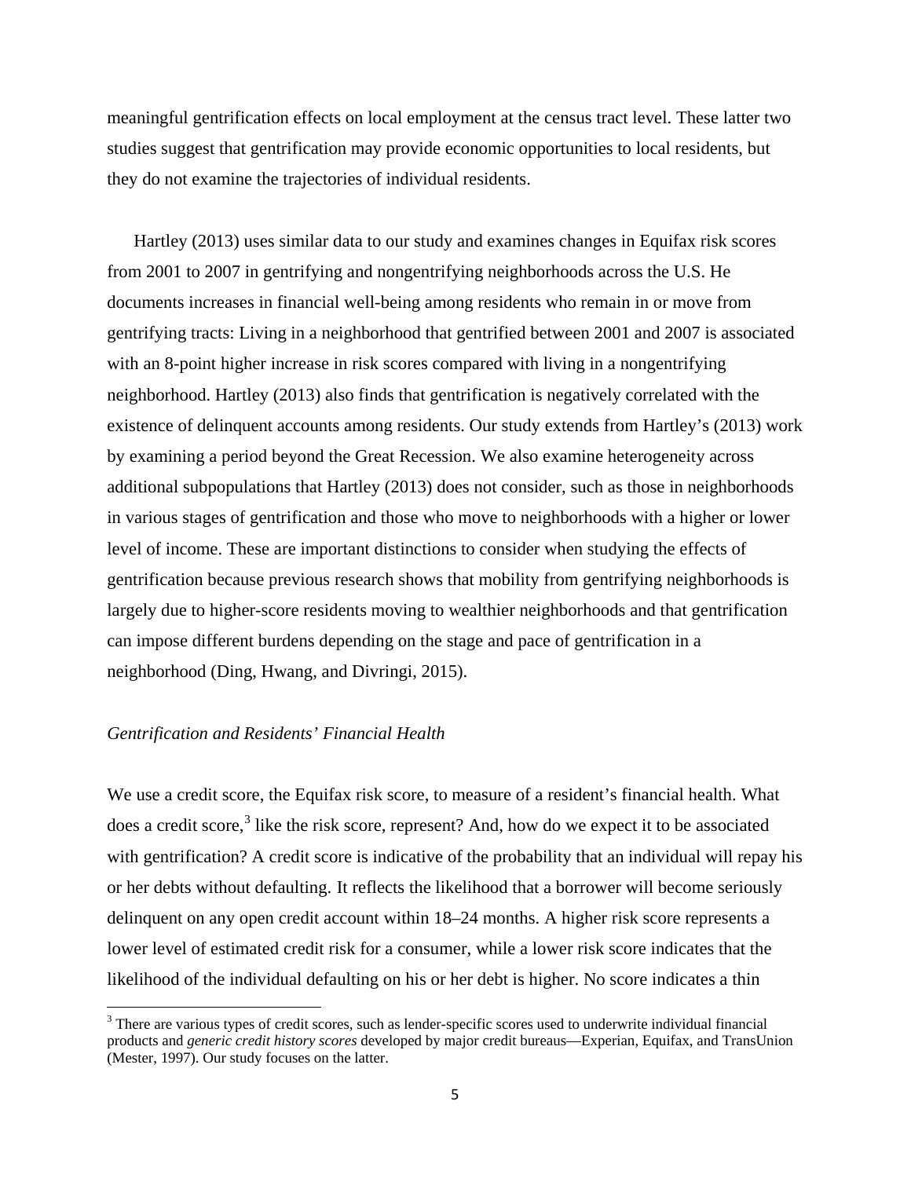meaningful gentrification effects on local employment at the census tract level. These latter two studies suggest that gentrification may provide economic opportunities to local residents, but they do not examine the trajectories of individual residents.

Hartley (2013) uses similar data to our study and examines changes in Equifax risk scores from 2001 to 2007 in gentrifying and nongentrifying neighborhoods across the U.S. He documents increases in financial well-being among residents who remain in or move from gentrifying tracts: Living in a neighborhood that gentrified between 2001 and 2007 is associated with an 8-point higher increase in risk scores compared with living in a nongentrifying neighborhood. Hartley (2013) also finds that gentrification is negatively correlated with the existence of delinquent accounts among residents. Our study extends from Hartley's (2013) work by examining a period beyond the Great Recession. We also examine heterogeneity across additional subpopulations that Hartley (2013) does not consider, such as those in neighborhoods in various stages of gentrification and those who move to neighborhoods with a higher or lower level of income. These are important distinctions to consider when studying the effects of gentrification because previous research shows that mobility from gentrifying neighborhoods is largely due to higher-score residents moving to wealthier neighborhoods and that gentrification can impose different burdens depending on the stage and pace of gentrification in a neighborhood (Ding, Hwang, and Divringi, 2015).

*Gentrification and Residents' Financial Health*

We use a credit score, the Equifax risk score, to measure of a resident's financial health. What does a credit score,[3] like the risk score, represent? And, how do we expect it to be associated with gentrification? A credit score is indicative of the probability that an individual will repay his or her debts without defaulting. It reflects the likelihood that a borrower will become seriously delinquent on any open credit account within 18–24 months. A higher risk score represents a lower level of estimated credit risk for a consumer, while a lower risk score indicates that the likelihood of the individual defaulting on his or her debt is higher. No score indicates a thin

[3] There are various types of credit scores, such as lender-specific scores used to underwrite individual financial products and *generic credit history scores* developed by major credit bureaus—Experian, Equifax, and TransUnion (Mester, 1997). Our study focuses on the latter.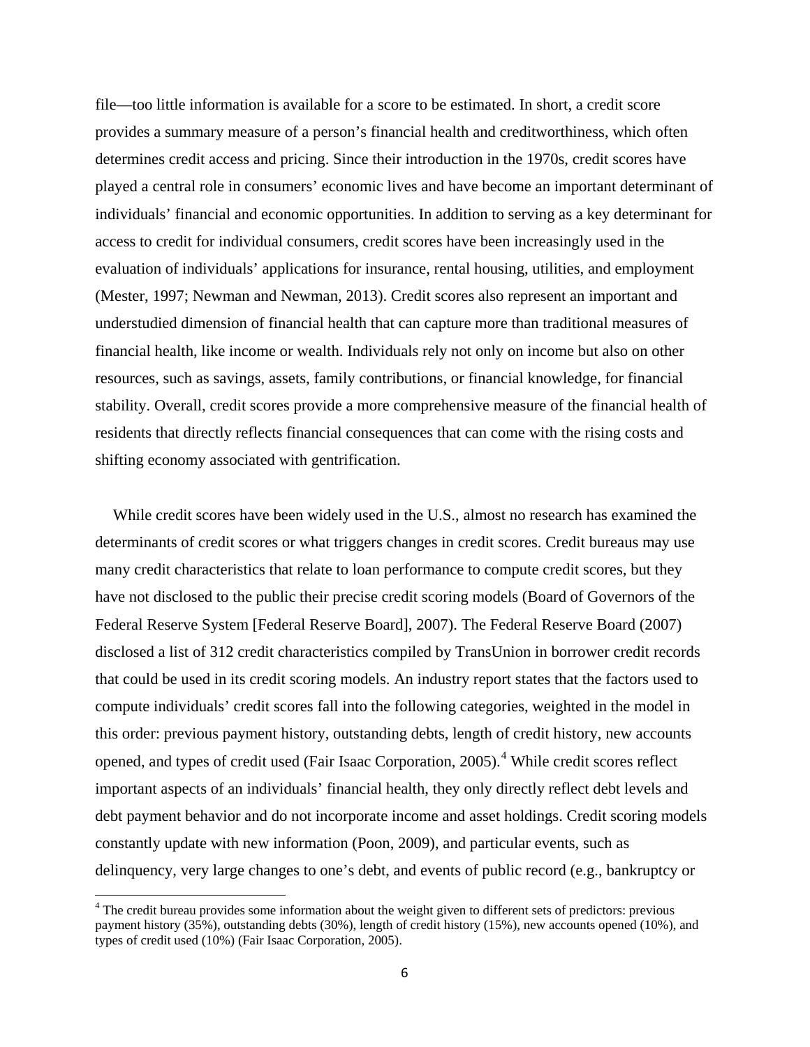file—too little information is available for a score to be estimated. In short, a credit score provides a summary measure of a person's financial health and creditworthiness, which often determines credit access and pricing. Since their introduction in the 1970s, credit scores have played a central role in consumers' economic lives and have become an important determinant of individuals' financial and economic opportunities. In addition to serving as a key determinant for access to credit for individual consumers, credit scores have been increasingly used in the evaluation of individuals' applications for insurance, rental housing, utilities, and employment (Mester, 1997; Newman and Newman, 2013). Credit scores also represent an important and understudied dimension of financial health that can capture more than traditional measures of financial health, like income or wealth. Individuals rely not only on income but also on other resources, such as savings, assets, family contributions, or financial knowledge, for financial stability. Overall, credit scores provide a more comprehensive measure of the financial health of residents that directly reflects financial consequences that can come with the rising costs and shifting economy associated with gentrification.

While credit scores have been widely used in the U.S., almost no research has examined the determinants of credit scores or what triggers changes in credit scores. Credit bureaus may use many credit characteristics that relate to loan performance to compute credit scores, but they have not disclosed to the public their precise credit scoring models (Board of Governors of the Federal Reserve System [Federal Reserve Board], 2007). The Federal Reserve Board (2007) disclosed a list of 312 credit characteristics compiled by TransUnion in borrower credit records that could be used in its credit scoring models. An industry report states that the factors used to compute individuals' credit scores fall into the following categories, weighted in the model in this order: previous payment history, outstanding debts, length of credit history, new accounts opened, and types of credit used (Fair Isaac Corporation, 2005).[4] While credit scores reflect important aspects of an individuals' financial health, they only directly reflect debt levels and debt payment behavior and do not incorporate income and asset holdings. Credit scoring models constantly update with new information (Poon, 2009), and particular events, such as delinquency, very large changes to one's debt, and events of public record (e.g., bankruptcy or

[4] The credit bureau provides some information about the weight given to different sets of predictors: previous payment history (35%), outstanding debts (30%), length of credit history (15%), new accounts opened (10%), and types of credit used (10%) (Fair Isaac Corporation, 2005).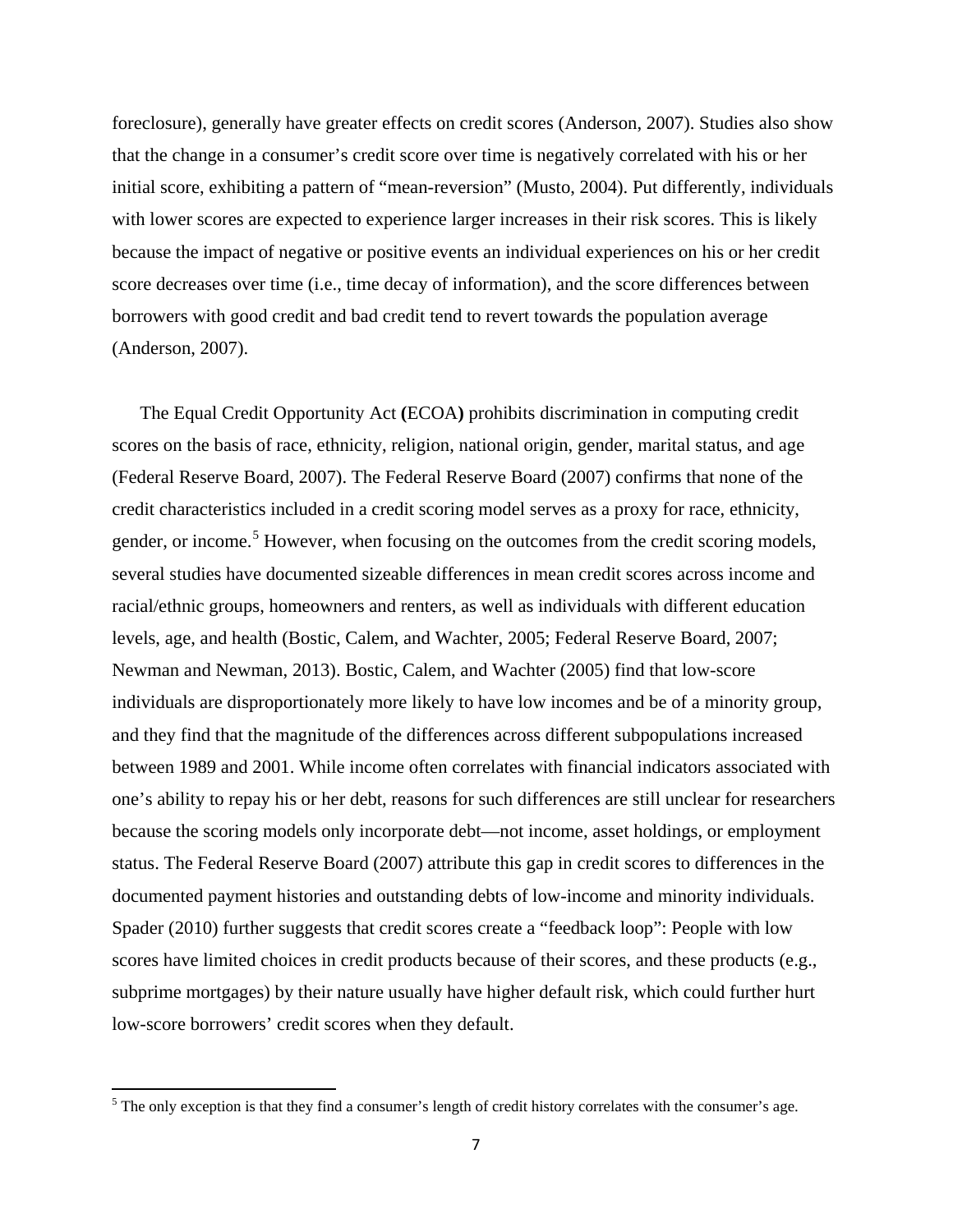foreclosure), generally have greater effects on credit scores (Anderson, 2007). Studies also show that the change in a consumer's credit score over time is negatively correlated with his or her initial score, exhibiting a pattern of "mean-reversion" (Musto, 2004). Put differently, individuals with lower scores are expected to experience larger increases in their risk scores. This is likely because the impact of negative or positive events an individual experiences on his or her credit score decreases over time (i.e., time decay of information), and the score differences between borrowers with good credit and bad credit tend to revert towards the population average (Anderson, 2007).

The Equal Credit Opportunity Act **(**ECOA**)** prohibits discrimination in computing credit scores on the basis of race, ethnicity, religion, national origin, gender, marital status, and age (Federal Reserve Board, 2007). The Federal Reserve Board (2007) confirms that none of the credit characteristics included in a credit scoring model serves as a proxy for race, ethnicity, gender, or income.[5] However, when focusing on the outcomes from the credit scoring models, several studies have documented sizeable differences in mean credit scores across income and racial/ethnic groups, homeowners and renters, as well as individuals with different education levels, age, and health (Bostic, Calem, and Wachter, 2005; Federal Reserve Board, 2007; Newman and Newman, 2013). Bostic, Calem, and Wachter (2005) find that low-score individuals are disproportionately more likely to have low incomes and be of a minority group, and they find that the magnitude of the differences across different subpopulations increased between 1989 and 2001. While income often correlates with financial indicators associated with one's ability to repay his or her debt, reasons for such differences are still unclear for researchers because the scoring models only incorporate debt—not income, asset holdings, or employment status. The Federal Reserve Board (2007) attribute this gap in credit scores to differences in the documented payment histories and outstanding debts of low-income and minority individuals. Spader (2010) further suggests that credit scores create a "feedback loop": People with low scores have limited choices in credit products because of their scores, and these products (e.g., subprime mortgages) by their nature usually have higher default risk, which could further hurt low-score borrowers' credit scores when they default.

[5] The only exception is that they find a consumer's length of credit history correlates with the consumer's age.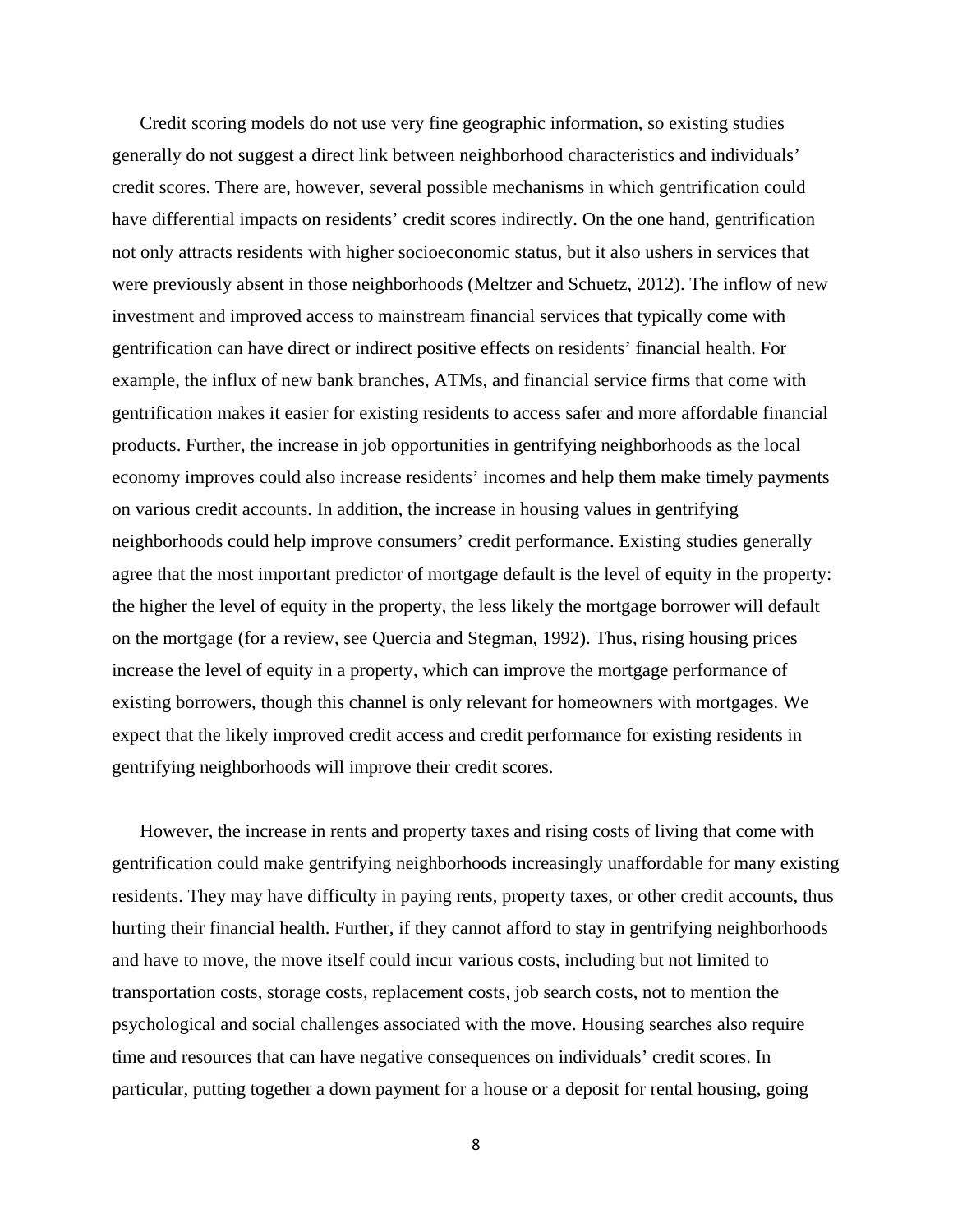Credit scoring models do not use very fine geographic information, so existing studies generally do not suggest a direct link between neighborhood characteristics and individuals' credit scores. There are, however, several possible mechanisms in which gentrification could have differential impacts on residents' credit scores indirectly. On the one hand, gentrification not only attracts residents with higher socioeconomic status, but it also ushers in services that were previously absent in those neighborhoods (Meltzer and Schuetz, 2012). The inflow of new investment and improved access to mainstream financial services that typically come with gentrification can have direct or indirect positive effects on residents' financial health. For example, the influx of new bank branches, ATMs, and financial service firms that come with gentrification makes it easier for existing residents to access safer and more affordable financial products. Further, the increase in job opportunities in gentrifying neighborhoods as the local economy improves could also increase residents' incomes and help them make timely payments on various credit accounts. In addition, the increase in housing values in gentrifying neighborhoods could help improve consumers' credit performance. Existing studies generally agree that the most important predictor of mortgage default is the level of equity in the property: the higher the level of equity in the property, the less likely the mortgage borrower will default on the mortgage (for a review, see Quercia and Stegman, 1992). Thus, rising housing prices increase the level of equity in a property, which can improve the mortgage performance of existing borrowers, though this channel is only relevant for homeowners with mortgages. We expect that the likely improved credit access and credit performance for existing residents in gentrifying neighborhoods will improve their credit scores.

However, the increase in rents and property taxes and rising costs of living that come with gentrification could make gentrifying neighborhoods increasingly unaffordable for many existing residents. They may have difficulty in paying rents, property taxes, or other credit accounts, thus hurting their financial health. Further, if they cannot afford to stay in gentrifying neighborhoods and have to move, the move itself could incur various costs, including but not limited to transportation costs, storage costs, replacement costs, job search costs, not to mention the psychological and social challenges associated with the move. Housing searches also require time and resources that can have negative consequences on individuals' credit scores. In particular, putting together a down payment for a house or a deposit for rental housing, going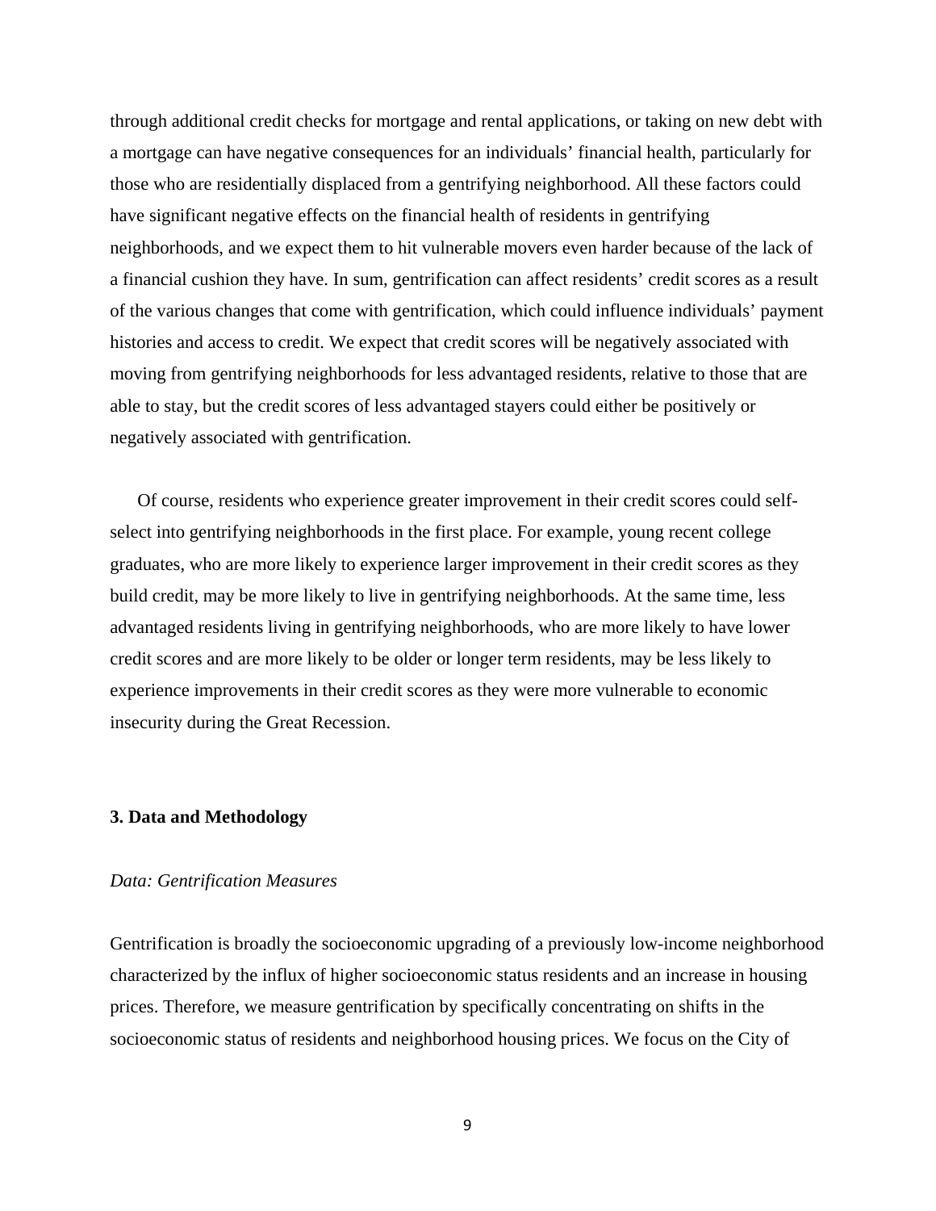through additional credit checks for mortgage and rental applications, or taking on new debt with a mortgage can have negative consequences for an individuals' financial health, particularly for those who are residentially displaced from a gentrifying neighborhood. All these factors could have significant negative effects on the financial health of residents in gentrifying neighborhoods, and we expect them to hit vulnerable movers even harder because of the lack of a financial cushion they have. In sum, gentrification can affect residents' credit scores as a result of the various changes that come with gentrification, which could influence individuals' payment histories and access to credit. We expect that credit scores will be negatively associated with moving from gentrifying neighborhoods for less advantaged residents, relative to those that are able to stay, but the credit scores of less advantaged stayers could either be positively or negatively associated with gentrification.

Of course, residents who experience greater improvement in their credit scores could self-select into gentrifying neighborhoods in the first place. For example, young recent college graduates, who are more likely to experience larger improvement in their credit scores as they build credit, may be more likely to live in gentrifying neighborhoods. At the same time, less advantaged residents living in gentrifying neighborhoods, who are more likely to have lower credit scores and are more likely to be older or longer term residents, may be less likely to experience improvements in their credit scores as they were more vulnerable to economic insecurity during the Great Recession.

## 3. Data and Methodology

### *Data: Gentrification Measures*

Gentrification is broadly the socioeconomic upgrading of a previously low-income neighborhood characterized by the influx of higher socioeconomic status residents and an increase in housing prices. Therefore, we measure gentrification by specifically concentrating on shifts in the socioeconomic status of residents and neighborhood housing prices. We focus on the City of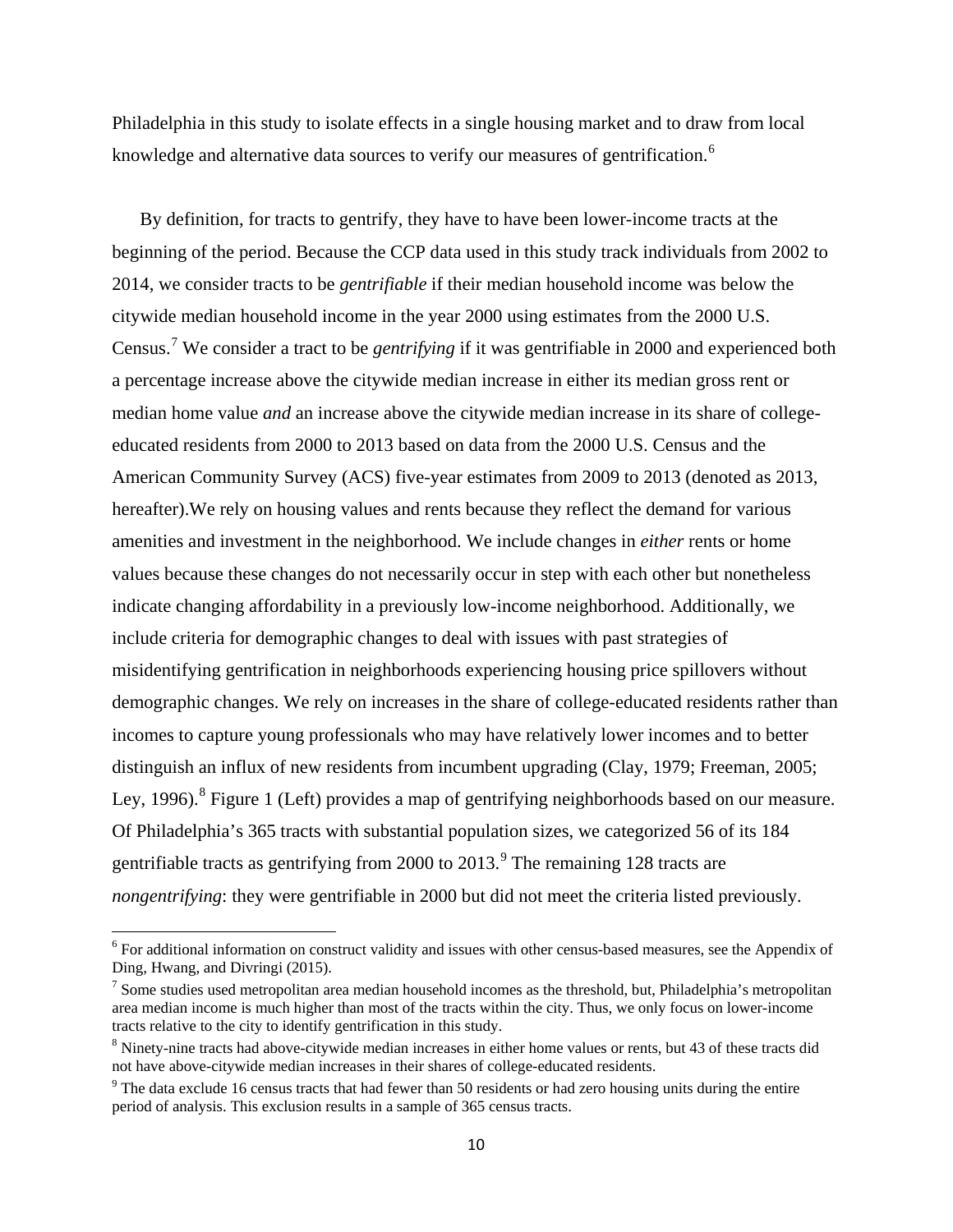Philadelphia in this study to isolate effects in a single housing market and to draw from local knowledge and alternative data sources to verify our measures of gentrification.[6]

By definition, for tracts to gentrify, they have to have been lower-income tracts at the beginning of the period. Because the CCP data used in this study track individuals from 2002 to 2014, we consider tracts to be *gentrifiable* if their median household income was below the citywide median household income in the year 2000 using estimates from the 2000 U.S. Census.[7] We consider a tract to be *gentrifying* if it was gentrifiable in 2000 and experienced both a percentage increase above the citywide median increase in either its median gross rent or median home value *and* an increase above the citywide median increase in its share of college-educated residents from 2000 to 2013 based on data from the 2000 U.S. Census and the American Community Survey (ACS) five-year estimates from 2009 to 2013 (denoted as 2013, hereafter).We rely on housing values and rents because they reflect the demand for various amenities and investment in the neighborhood. We include changes in *either* rents or home values because these changes do not necessarily occur in step with each other but nonetheless indicate changing affordability in a previously low-income neighborhood. Additionally, we include criteria for demographic changes to deal with issues with past strategies of misidentifying gentrification in neighborhoods experiencing housing price spillovers without demographic changes. We rely on increases in the share of college-educated residents rather than incomes to capture young professionals who may have relatively lower incomes and to better distinguish an influx of new residents from incumbent upgrading (Clay, 1979; Freeman, 2005; Ley, 1996).[8] Figure 1 (Left) provides a map of gentrifying neighborhoods based on our measure. Of Philadelphia's 365 tracts with substantial population sizes, we categorized 56 of its 184 gentrifiable tracts as gentrifying from 2000 to 2013.[9] The remaining 128 tracts are *nongentrifying*: they were gentrifiable in 2000 but did not meet the criteria listed previously.

[6] For additional information on construct validity and issues with other census-based measures, see the Appendix of Ding, Hwang, and Divringi (2015).

[7] Some studies used metropolitan area median household incomes as the threshold, but, Philadelphia's metropolitan area median income is much higher than most of the tracts within the city. Thus, we only focus on lower-income tracts relative to the city to identify gentrification in this study.

[8] Ninety-nine tracts had above-citywide median increases in either home values or rents, but 43 of these tracts did not have above-citywide median increases in their shares of college-educated residents.

[9] The data exclude 16 census tracts that had fewer than 50 residents or had zero housing units during the entire period of analysis. This exclusion results in a sample of 365 census tracts.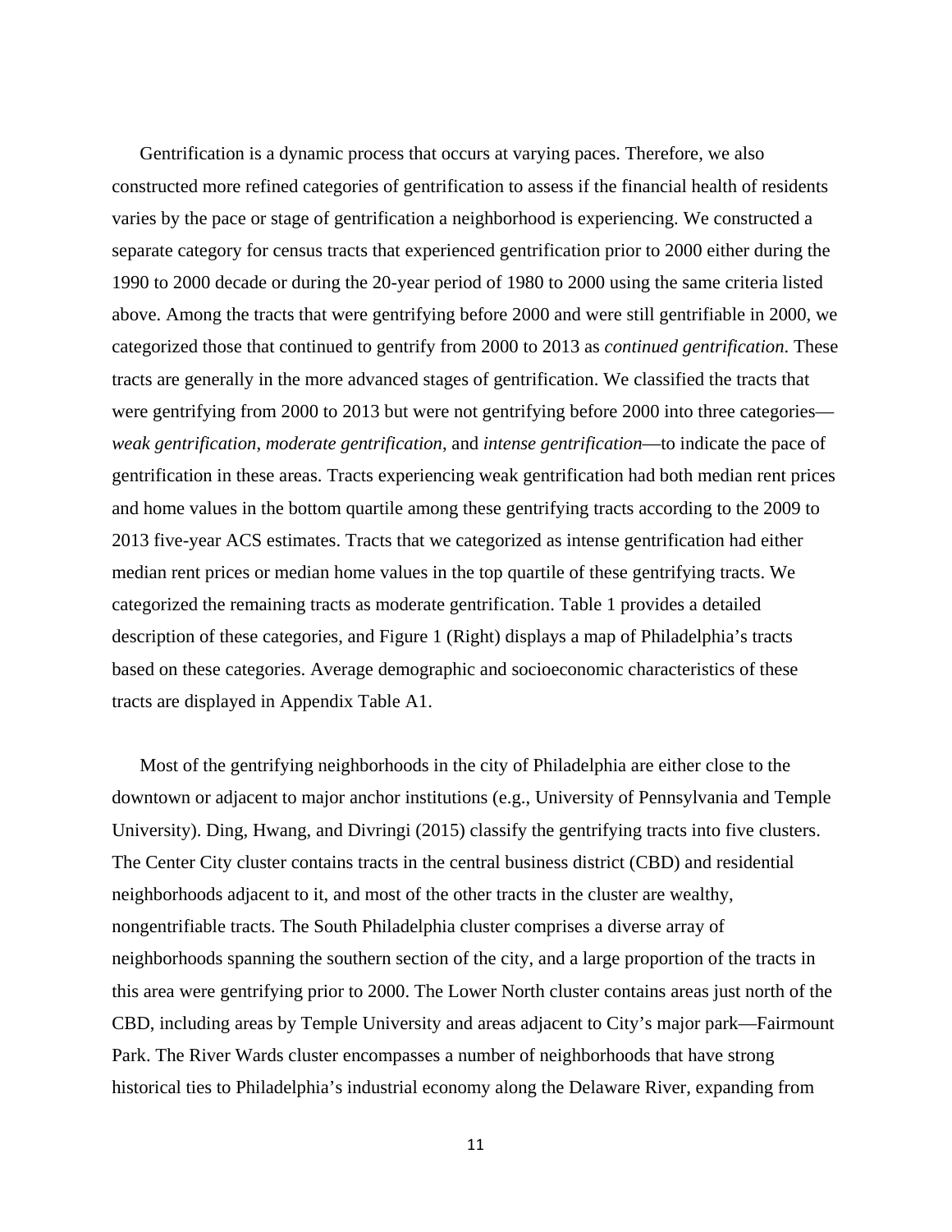Gentrification is a dynamic process that occurs at varying paces. Therefore, we also constructed more refined categories of gentrification to assess if the financial health of residents varies by the pace or stage of gentrification a neighborhood is experiencing. We constructed a separate category for census tracts that experienced gentrification prior to 2000 either during the 1990 to 2000 decade or during the 20-year period of 1980 to 2000 using the same criteria listed above. Among the tracts that were gentrifying before 2000 and were still gentrifiable in 2000, we categorized those that continued to gentrify from 2000 to 2013 as *continued gentrification*. These tracts are generally in the more advanced stages of gentrification. We classified the tracts that were gentrifying from 2000 to 2013 but were not gentrifying before 2000 into three categories—*weak gentrification*, *moderate gentrification*, and *intense gentrification*—to indicate the pace of gentrification in these areas. Tracts experiencing weak gentrification had both median rent prices and home values in the bottom quartile among these gentrifying tracts according to the 2009 to 2013 five-year ACS estimates. Tracts that we categorized as intense gentrification had either median rent prices or median home values in the top quartile of these gentrifying tracts. We categorized the remaining tracts as moderate gentrification. Table 1 provides a detailed description of these categories, and Figure 1 (Right) displays a map of Philadelphia's tracts based on these categories. Average demographic and socioeconomic characteristics of these tracts are displayed in Appendix Table A1.

Most of the gentrifying neighborhoods in the city of Philadelphia are either close to the downtown or adjacent to major anchor institutions (e.g., University of Pennsylvania and Temple University). Ding, Hwang, and Divringi (2015) classify the gentrifying tracts into five clusters. The Center City cluster contains tracts in the central business district (CBD) and residential neighborhoods adjacent to it, and most of the other tracts in the cluster are wealthy, nongentrifiable tracts. The South Philadelphia cluster comprises a diverse array of neighborhoods spanning the southern section of the city, and a large proportion of the tracts in this area were gentrifying prior to 2000. The Lower North cluster contains areas just north of the CBD, including areas by Temple University and areas adjacent to City's major park—Fairmount Park. The River Wards cluster encompasses a number of neighborhoods that have strong historical ties to Philadelphia's industrial economy along the Delaware River, expanding from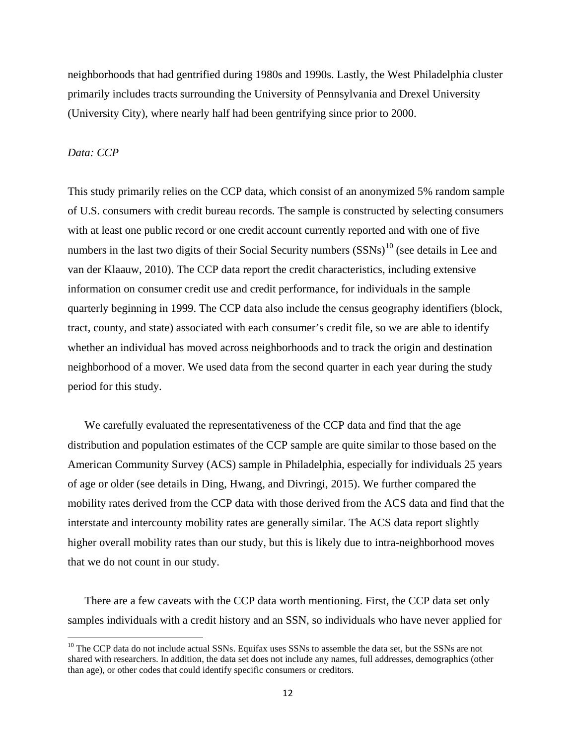neighborhoods that had gentrified during 1980s and 1990s. Lastly, the West Philadelphia cluster primarily includes tracts surrounding the University of Pennsylvania and Drexel University (University City), where nearly half had been gentrifying since prior to 2000.

*Data: CCP*

This study primarily relies on the CCP data, which consist of an anonymized 5% random sample of U.S. consumers with credit bureau records. The sample is constructed by selecting consumers with at least one public record or one credit account currently reported and with one of five numbers in the last two digits of their Social Security numbers (SSNs)[10] (see details in Lee and van der Klaauw, 2010). The CCP data report the credit characteristics, including extensive information on consumer credit use and credit performance, for individuals in the sample quarterly beginning in 1999. The CCP data also include the census geography identifiers (block, tract, county, and state) associated with each consumer's credit file, so we are able to identify whether an individual has moved across neighborhoods and to track the origin and destination neighborhood of a mover. We used data from the second quarter in each year during the study period for this study.

We carefully evaluated the representativeness of the CCP data and find that the age distribution and population estimates of the CCP sample are quite similar to those based on the American Community Survey (ACS) sample in Philadelphia, especially for individuals 25 years of age or older (see details in Ding, Hwang, and Divringi, 2015). We further compared the mobility rates derived from the CCP data with those derived from the ACS data and find that the interstate and intercounty mobility rates are generally similar. The ACS data report slightly higher overall mobility rates than our study, but this is likely due to intra-neighborhood moves that we do not count in our study.

There are a few caveats with the CCP data worth mentioning. First, the CCP data set only samples individuals with a credit history and an SSN, so individuals who have never applied for

[10] The CCP data do not include actual SSNs. Equifax uses SSNs to assemble the data set, but the SSNs are not shared with researchers. In addition, the data set does not include any names, full addresses, demographics (other than age), or other codes that could identify specific consumers or creditors.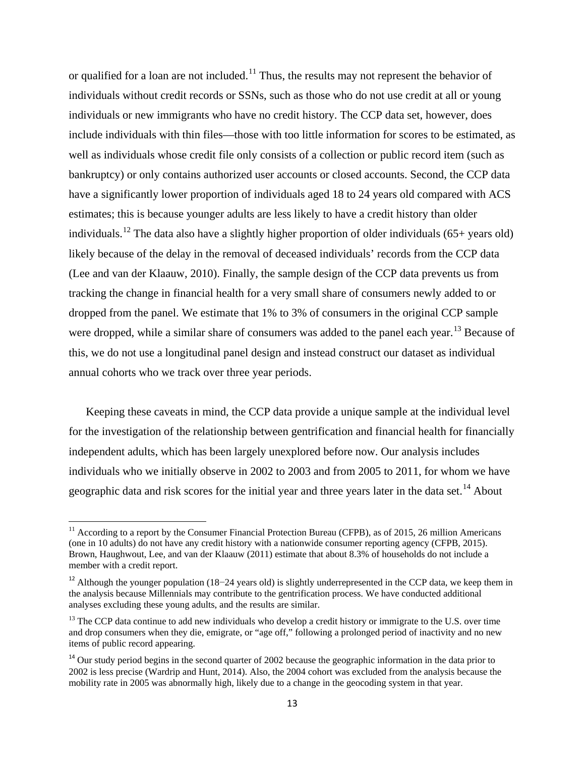or qualified for a loan are not included.[11] Thus, the results may not represent the behavior of individuals without credit records or SSNs, such as those who do not use credit at all or young individuals or new immigrants who have no credit history. The CCP data set, however, does include individuals with thin files—those with too little information for scores to be estimated, as well as individuals whose credit file only consists of a collection or public record item (such as bankruptcy) or only contains authorized user accounts or closed accounts. Second, the CCP data have a significantly lower proportion of individuals aged 18 to 24 years old compared with ACS estimates; this is because younger adults are less likely to have a credit history than older individuals.[12] The data also have a slightly higher proportion of older individuals (65+ years old) likely because of the delay in the removal of deceased individuals' records from the CCP data (Lee and van der Klaauw, 2010). Finally, the sample design of the CCP data prevents us from tracking the change in financial health for a very small share of consumers newly added to or dropped from the panel. We estimate that 1% to 3% of consumers in the original CCP sample were dropped, while a similar share of consumers was added to the panel each year.[13] Because of this, we do not use a longitudinal panel design and instead construct our dataset as individual annual cohorts who we track over three year periods.

Keeping these caveats in mind, the CCP data provide a unique sample at the individual level for the investigation of the relationship between gentrification and financial health for financially independent adults, which has been largely unexplored before now. Our analysis includes individuals who we initially observe in 2002 to 2003 and from 2005 to 2011, for whom we have geographic data and risk scores for the initial year and three years later in the data set.[14] About

[11] According to a report by the Consumer Financial Protection Bureau (CFPB), as of 2015, 26 million Americans (one in 10 adults) do not have any credit history with a nationwide consumer reporting agency (CFPB, 2015). Brown, Haughwout, Lee, and van der Klaauw (2011) estimate that about 8.3% of households do not include a member with a credit report.

[12] Although the younger population (18−24 years old) is slightly underrepresented in the CCP data, we keep them in the analysis because Millennials may contribute to the gentrification process. We have conducted additional analyses excluding these young adults, and the results are similar.

[13] The CCP data continue to add new individuals who develop a credit history or immigrate to the U.S. over time and drop consumers when they die, emigrate, or "age off," following a prolonged period of inactivity and no new items of public record appearing.

[14] Our study period begins in the second quarter of 2002 because the geographic information in the data prior to 2002 is less precise (Wardrip and Hunt, 2014). Also, the 2004 cohort was excluded from the analysis because the mobility rate in 2005 was abnormally high, likely due to a change in the geocoding system in that year.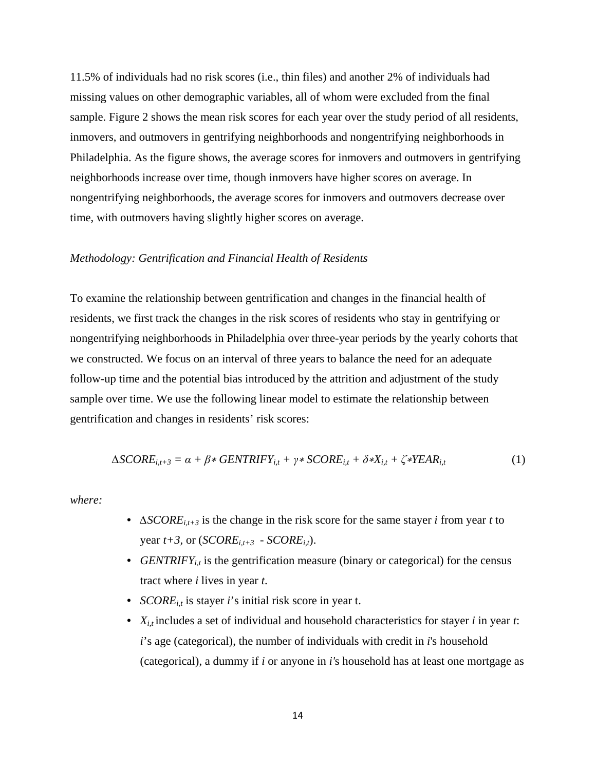11.5% of individuals had no risk scores (i.e., thin files) and another 2% of individuals had missing values on other demographic variables, all of whom were excluded from the final sample. Figure 2 shows the mean risk scores for each year over the study period of all residents, inmovers, and outmovers in gentrifying neighborhoods and nongentrifying neighborhoods in Philadelphia. As the figure shows, the average scores for inmovers and outmovers in gentrifying neighborhoods increase over time, though inmovers have higher scores on average. In nongentrifying neighborhoods, the average scores for inmovers and outmovers decrease over time, with outmovers having slightly higher scores on average.

*Methodology: Gentrification and Financial Health of Residents*

To examine the relationship between gentrification and changes in the financial health of residents, we first track the changes in the risk scores of residents who stay in gentrifying or nongentrifying neighborhoods in Philadelphia over three-year periods by the yearly cohorts that we constructed. We focus on an interval of three years to balance the need for an adequate follow-up time and the potential bias introduced by the attrition and adjustment of the study sample over time. We use the following linear model to estimate the relationship between gentrification and changes in residents' risk scores:

$$\Delta SCORE_{i,t+3} = \alpha + \beta * GENTRIFY_{i,t} + \gamma * SCORE_{i,t} + \delta * X_{i,t} + \zeta * YEAR_{i,t} \quad (1)$$

*where:*

- $\Delta SCORE_{i,t+3}$ is the change in the risk score for the same stayer *i* from year *t* to year *t+3*, or ($SCORE_{i,t+3} - SCORE_{i,t}$).
- $GENTRIFY_{i,t}$ is the gentrification measure (binary or categorical) for the census tract where *i* lives in year *t*.
- $SCORE_{i,t}$ is stayer *i*'s initial risk score in year t.
- $X_{i,t}$ includes a set of individual and household characteristics for stayer *i* in year *t*: *i*'s age (categorical), the number of individuals with credit in *i*'s household (categorical), a dummy if *i* or anyone in *i*'s household has at least one mortgage as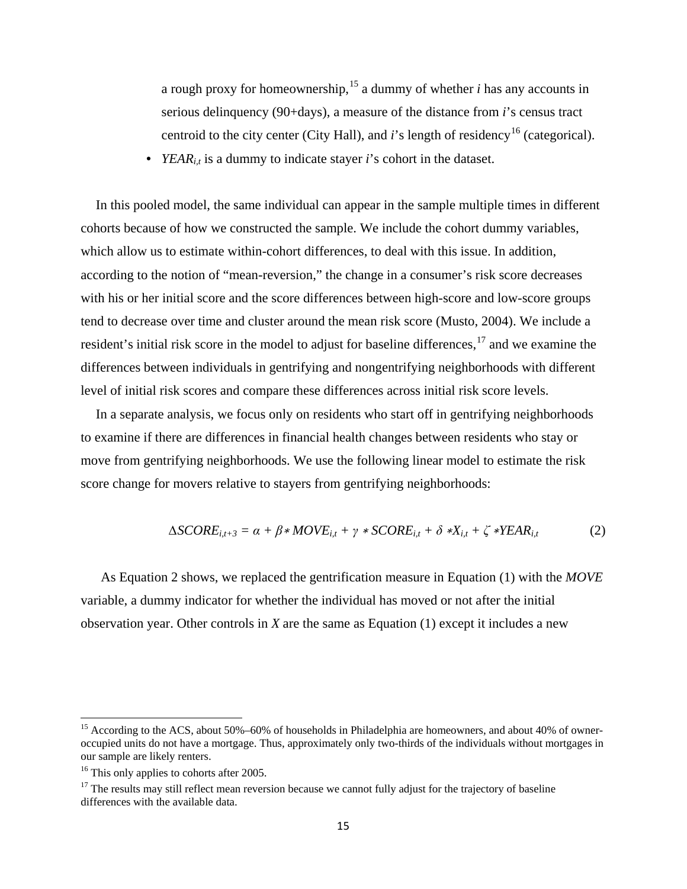a rough proxy for homeownership,[15] a dummy of whether *i* has any accounts in serious delinquency (90+days), a measure of the distance from *i*'s census tract centroid to the city center (City Hall), and *i*'s length of residency[16] (categorical).

- $YEAR_{i,t}$ is a dummy to indicate stayer *i*'s cohort in the dataset.

In this pooled model, the same individual can appear in the sample multiple times in different cohorts because of how we constructed the sample. We include the cohort dummy variables, which allow us to estimate within-cohort differences, to deal with this issue. In addition, according to the notion of "mean-reversion," the change in a consumer's risk score decreases with his or her initial score and the score differences between high-score and low-score groups tend to decrease over time and cluster around the mean risk score (Musto, 2004). We include a resident's initial risk score in the model to adjust for baseline differences,[17] and we examine the differences between individuals in gentrifying and nongentrifying neighborhoods with different level of initial risk scores and compare these differences across initial risk score levels.

In a separate analysis, we focus only on residents who start off in gentrifying neighborhoods to examine if there are differences in financial health changes between residents who stay or move from gentrifying neighborhoods. We use the following linear model to estimate the risk score change for movers relative to stayers from gentrifying neighborhoods:

$$\Delta SCORE_{i,t+3} = \alpha + \beta * MOVE_{i,t} + \gamma * SCORE_{i,t} + \delta * X_{i,t} + \zeta * YEAR_{i,t} \qquad (2)$$

As Equation 2 shows, we replaced the gentrification measure in Equation (1) with the *MOVE* variable, a dummy indicator for whether the individual has moved or not after the initial observation year. Other controls in *X* are the same as Equation (1) except it includes a new

[15] According to the ACS, about 50%–60% of households in Philadelphia are homeowners, and about 40% of owner-occupied units do not have a mortgage. Thus, approximately only two-thirds of the individuals without mortgages in our sample are likely renters.

[16] This only applies to cohorts after 2005.

[17] The results may still reflect mean reversion because we cannot fully adjust for the trajectory of baseline differences with the available data.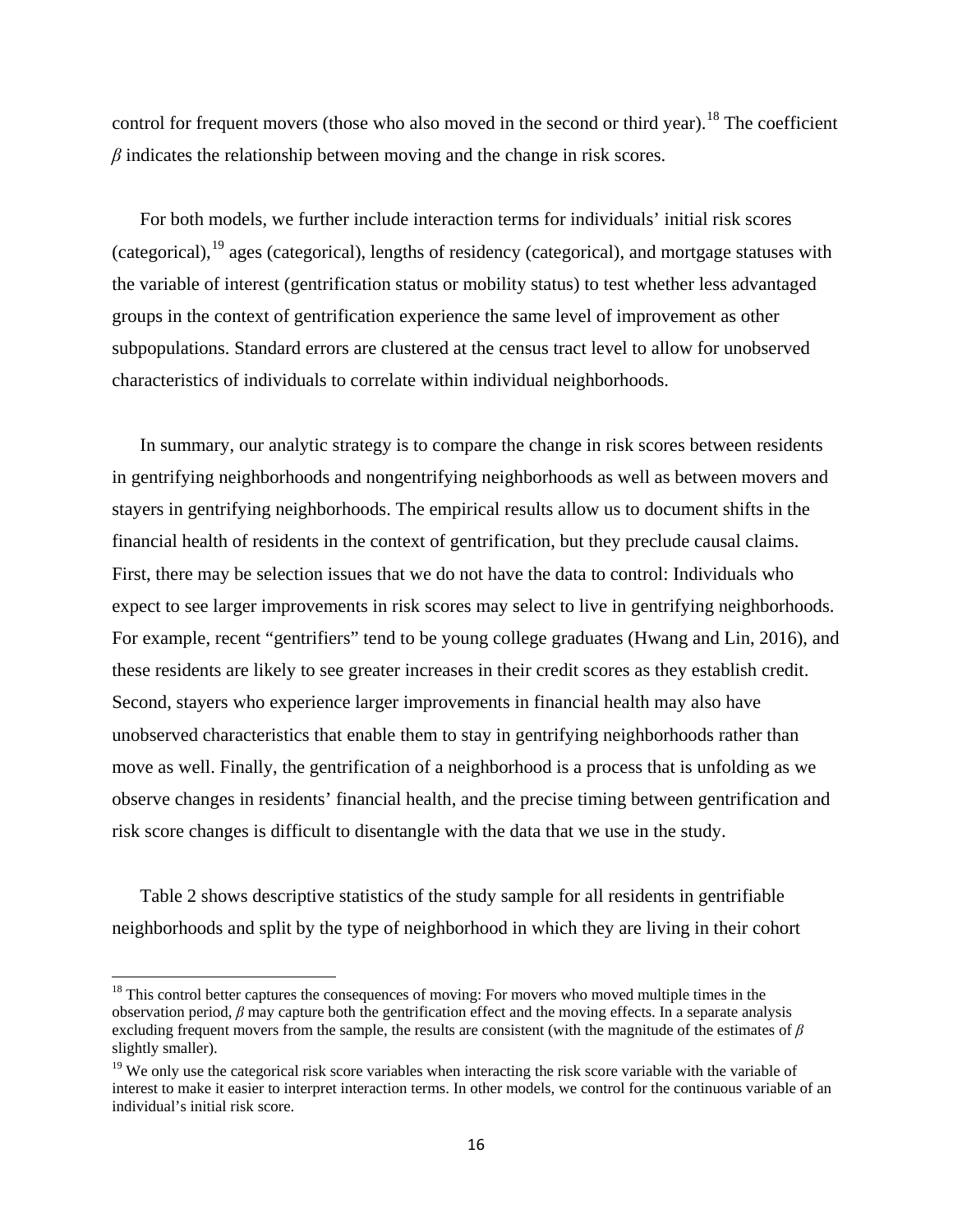control for frequent movers (those who also moved in the second or third year).[18] The coefficient $\beta$ indicates the relationship between moving and the change in risk scores.

For both models, we further include interaction terms for individuals' initial risk scores (categorical),[19] ages (categorical), lengths of residency (categorical), and mortgage statuses with the variable of interest (gentrification status or mobility status) to test whether less advantaged groups in the context of gentrification experience the same level of improvement as other subpopulations. Standard errors are clustered at the census tract level to allow for unobserved characteristics of individuals to correlate within individual neighborhoods.

In summary, our analytic strategy is to compare the change in risk scores between residents in gentrifying neighborhoods and nongentrifying neighborhoods as well as between movers and stayers in gentrifying neighborhoods. The empirical results allow us to document shifts in the financial health of residents in the context of gentrification, but they preclude causal claims. First, there may be selection issues that we do not have the data to control: Individuals who expect to see larger improvements in risk scores may select to live in gentrifying neighborhoods. For example, recent "gentrifiers" tend to be young college graduates (Hwang and Lin, 2016), and these residents are likely to see greater increases in their credit scores as they establish credit. Second, stayers who experience larger improvements in financial health may also have unobserved characteristics that enable them to stay in gentrifying neighborhoods rather than move as well. Finally, the gentrification of a neighborhood is a process that is unfolding as we observe changes in residents' financial health, and the precise timing between gentrification and risk score changes is difficult to disentangle with the data that we use in the study.

Table 2 shows descriptive statistics of the study sample for all residents in gentrifiable neighborhoods and split by the type of neighborhood in which they are living in their cohort

---

[18] This control better captures the consequences of moving: For movers who moved multiple times in the observation period, $\beta$ may capture both the gentrification effect and the moving effects. In a separate analysis excluding frequent movers from the sample, the results are consistent (with the magnitude of the estimates of $\beta$ slightly smaller).

[19] We only use the categorical risk score variables when interacting the risk score variable with the variable of interest to make it easier to interpret interaction terms. In other models, we control for the continuous variable of an individual's initial risk score.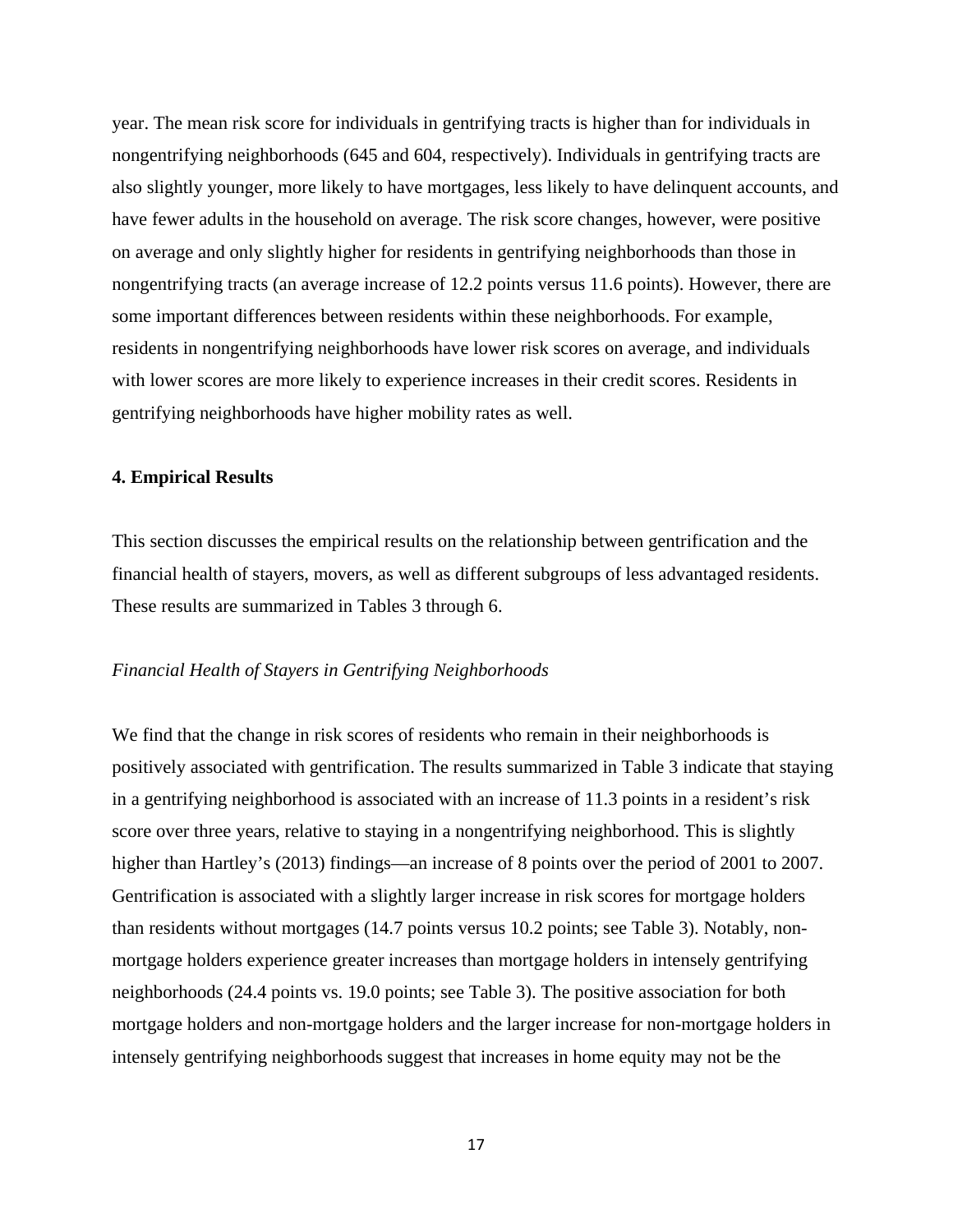year. The mean risk score for individuals in gentrifying tracts is higher than for individuals in nongentrifying neighborhoods (645 and 604, respectively). Individuals in gentrifying tracts are also slightly younger, more likely to have mortgages, less likely to have delinquent accounts, and have fewer adults in the household on average. The risk score changes, however, were positive on average and only slightly higher for residents in gentrifying neighborhoods than those in nongentrifying tracts (an average increase of 12.2 points versus 11.6 points). However, there are some important differences between residents within these neighborhoods. For example, residents in nongentrifying neighborhoods have lower risk scores on average, and individuals with lower scores are more likely to experience increases in their credit scores. Residents in gentrifying neighborhoods have higher mobility rates as well.

## 4. Empirical Results

This section discusses the empirical results on the relationship between gentrification and the financial health of stayers, movers, as well as different subgroups of less advantaged residents. These results are summarized in Tables 3 through 6.

### *Financial Health of Stayers in Gentrifying Neighborhoods*

We find that the change in risk scores of residents who remain in their neighborhoods is positively associated with gentrification. The results summarized in Table 3 indicate that staying in a gentrifying neighborhood is associated with an increase of 11.3 points in a resident's risk score over three years, relative to staying in a nongentrifying neighborhood. This is slightly higher than Hartley's (2013) findings—an increase of 8 points over the period of 2001 to 2007. Gentrification is associated with a slightly larger increase in risk scores for mortgage holders than residents without mortgages (14.7 points versus 10.2 points; see Table 3). Notably, non-mortgage holders experience greater increases than mortgage holders in intensely gentrifying neighborhoods (24.4 points vs. 19.0 points; see Table 3). The positive association for both mortgage holders and non-mortgage holders and the larger increase for non-mortgage holders in intensely gentrifying neighborhoods suggest that increases in home equity may not be the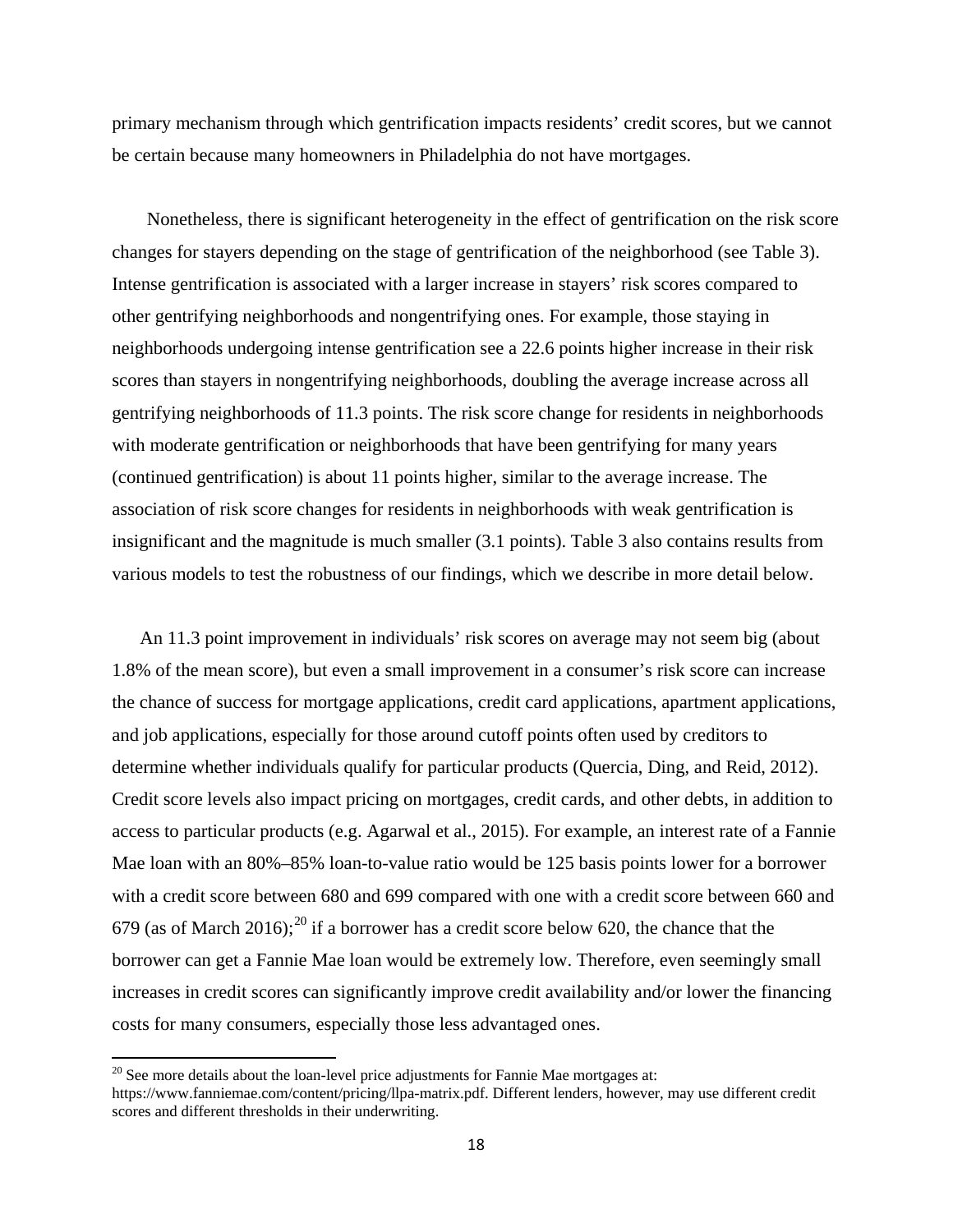primary mechanism through which gentrification impacts residents' credit scores, but we cannot be certain because many homeowners in Philadelphia do not have mortgages.

Nonetheless, there is significant heterogeneity in the effect of gentrification on the risk score changes for stayers depending on the stage of gentrification of the neighborhood (see Table 3). Intense gentrification is associated with a larger increase in stayers' risk scores compared to other gentrifying neighborhoods and nongentrifying ones. For example, those staying in neighborhoods undergoing intense gentrification see a 22.6 points higher increase in their risk scores than stayers in nongentrifying neighborhoods, doubling the average increase across all gentrifying neighborhoods of 11.3 points. The risk score change for residents in neighborhoods with moderate gentrification or neighborhoods that have been gentrifying for many years (continued gentrification) is about 11 points higher, similar to the average increase. The association of risk score changes for residents in neighborhoods with weak gentrification is insignificant and the magnitude is much smaller (3.1 points). Table 3 also contains results from various models to test the robustness of our findings, which we describe in more detail below.

An 11.3 point improvement in individuals' risk scores on average may not seem big (about 1.8% of the mean score), but even a small improvement in a consumer's risk score can increase the chance of success for mortgage applications, credit card applications, apartment applications, and job applications, especially for those around cutoff points often used by creditors to determine whether individuals qualify for particular products (Quercia, Ding, and Reid, 2012). Credit score levels also impact pricing on mortgages, credit cards, and other debts, in addition to access to particular products (e.g. Agarwal et al., 2015). For example, an interest rate of a Fannie Mae loan with an 80%–85% loan-to-value ratio would be 125 basis points lower for a borrower with a credit score between 680 and 699 compared with one with a credit score between 660 and 679 (as of March 2016);[20] if a borrower has a credit score below 620, the chance that the borrower can get a Fannie Mae loan would be extremely low. Therefore, even seemingly small increases in credit scores can significantly improve credit availability and/or lower the financing costs for many consumers, especially those less advantaged ones.

[20] See more details about the loan-level price adjustments for Fannie Mae mortgages at: https://www.fanniemae.com/content/pricing/llpa-matrix.pdf. Different lenders, however, may use different credit scores and different thresholds in their underwriting.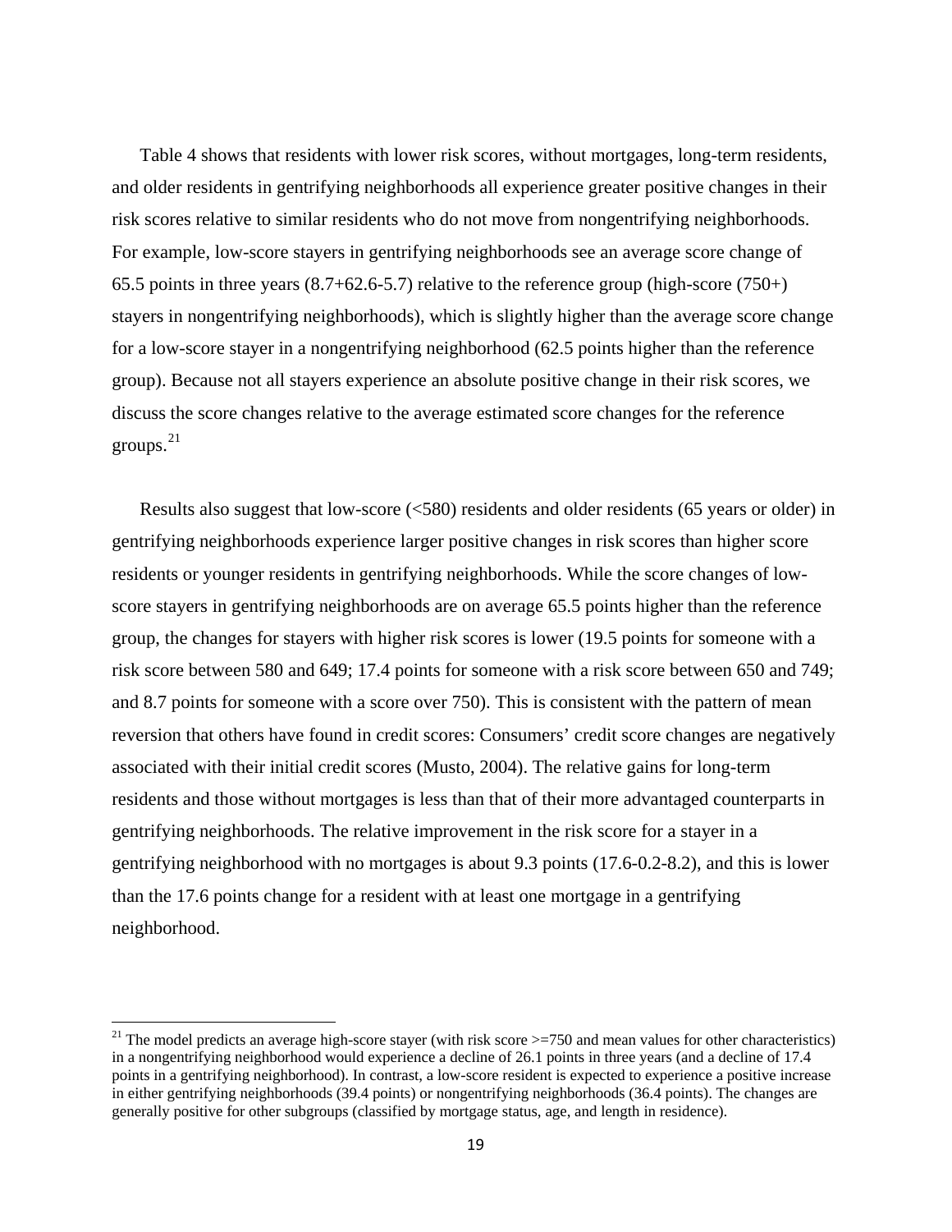Table 4 shows that residents with lower risk scores, without mortgages, long-term residents, and older residents in gentrifying neighborhoods all experience greater positive changes in their risk scores relative to similar residents who do not move from nongentrifying neighborhoods. For example, low-score stayers in gentrifying neighborhoods see an average score change of 65.5 points in three years (8.7+62.6-5.7) relative to the reference group (high-score (750+) stayers in nongentrifying neighborhoods), which is slightly higher than the average score change for a low-score stayer in a nongentrifying neighborhood (62.5 points higher than the reference group). Because not all stayers experience an absolute positive change in their risk scores, we discuss the score changes relative to the average estimated score changes for the reference groups.[21]

Results also suggest that low-score (<580) residents and older residents (65 years or older) in gentrifying neighborhoods experience larger positive changes in risk scores than higher score residents or younger residents in gentrifying neighborhoods. While the score changes of low-score stayers in gentrifying neighborhoods are on average 65.5 points higher than the reference group, the changes for stayers with higher risk scores is lower (19.5 points for someone with a risk score between 580 and 649; 17.4 points for someone with a risk score between 650 and 749; and 8.7 points for someone with a score over 750). This is consistent with the pattern of mean reversion that others have found in credit scores: Consumers' credit score changes are negatively associated with their initial credit scores (Musto, 2004). The relative gains for long-term residents and those without mortgages is less than that of their more advantaged counterparts in gentrifying neighborhoods. The relative improvement in the risk score for a stayer in a gentrifying neighborhood with no mortgages is about 9.3 points (17.6-0.2-8.2), and this is lower than the 17.6 points change for a resident with at least one mortgage in a gentrifying neighborhood.

---

[21] The model predicts an average high-score stayer (with risk score >=750 and mean values for other characteristics) in a nongentrifying neighborhood would experience a decline of 26.1 points in three years (and a decline of 17.4 points in a gentrifying neighborhood). In contrast, a low-score resident is expected to experience a positive increase in either gentrifying neighborhoods (39.4 points) or nongentrifying neighborhoods (36.4 points). The changes are generally positive for other subgroups (classified by mortgage status, age, and length in residence).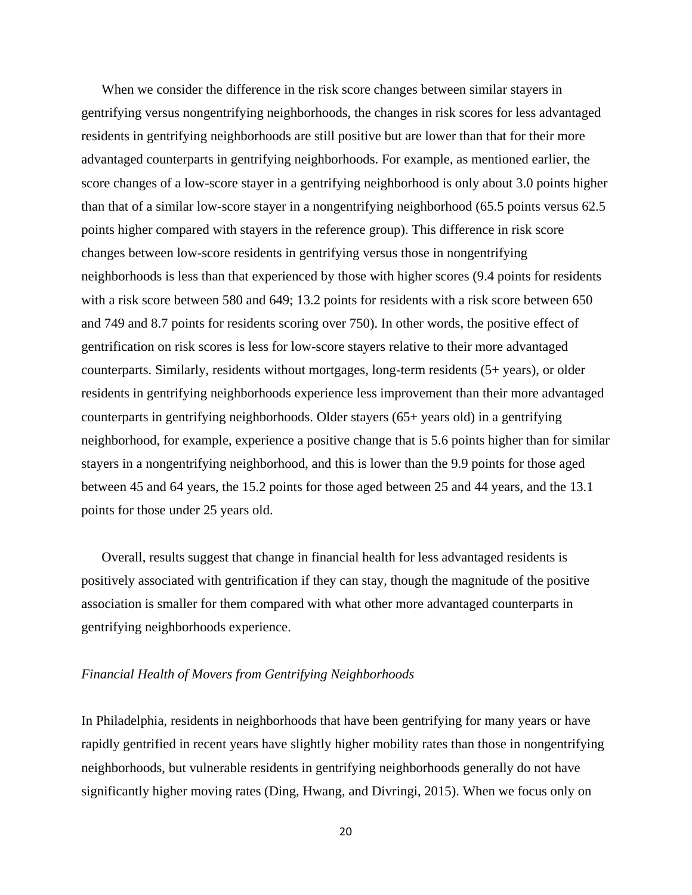When we consider the difference in the risk score changes between similar stayers in gentrifying versus nongentrifying neighborhoods, the changes in risk scores for less advantaged residents in gentrifying neighborhoods are still positive but are lower than that for their more advantaged counterparts in gentrifying neighborhoods. For example, as mentioned earlier, the score changes of a low-score stayer in a gentrifying neighborhood is only about 3.0 points higher than that of a similar low-score stayer in a nongentrifying neighborhood (65.5 points versus 62.5 points higher compared with stayers in the reference group). This difference in risk score changes between low-score residents in gentrifying versus those in nongentrifying neighborhoods is less than that experienced by those with higher scores (9.4 points for residents with a risk score between 580 and 649; 13.2 points for residents with a risk score between 650 and 749 and 8.7 points for residents scoring over 750). In other words, the positive effect of gentrification on risk scores is less for low-score stayers relative to their more advantaged counterparts. Similarly, residents without mortgages, long-term residents (5+ years), or older residents in gentrifying neighborhoods experience less improvement than their more advantaged counterparts in gentrifying neighborhoods. Older stayers (65+ years old) in a gentrifying neighborhood, for example, experience a positive change that is 5.6 points higher than for similar stayers in a nongentrifying neighborhood, and this is lower than the 9.9 points for those aged between 45 and 64 years, the 15.2 points for those aged between 25 and 44 years, and the 13.1 points for those under 25 years old.

Overall, results suggest that change in financial health for less advantaged residents is positively associated with gentrification if they can stay, though the magnitude of the positive association is smaller for them compared with what other more advantaged counterparts in gentrifying neighborhoods experience.

*Financial Health of Movers from Gentrifying Neighborhoods*

In Philadelphia, residents in neighborhoods that have been gentrifying for many years or have rapidly gentrified in recent years have slightly higher mobility rates than those in nongentrifying neighborhoods, but vulnerable residents in gentrifying neighborhoods generally do not have significantly higher moving rates (Ding, Hwang, and Divringi, 2015). When we focus only on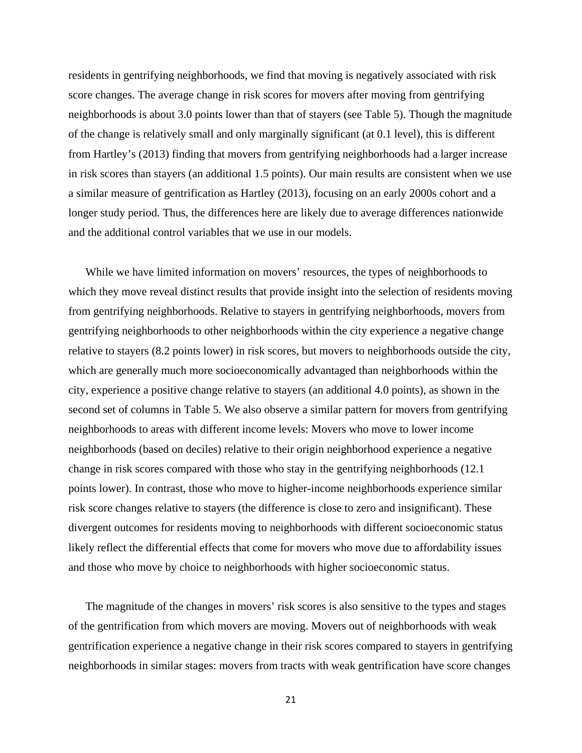residents in gentrifying neighborhoods, we find that moving is negatively associated with risk score changes. The average change in risk scores for movers after moving from gentrifying neighborhoods is about 3.0 points lower than that of stayers (see Table 5). Though the magnitude of the change is relatively small and only marginally significant (at 0.1 level), this is different from Hartley's (2013) finding that movers from gentrifying neighborhoods had a larger increase in risk scores than stayers (an additional 1.5 points). Our main results are consistent when we use a similar measure of gentrification as Hartley (2013), focusing on an early 2000s cohort and a longer study period. Thus, the differences here are likely due to average differences nationwide and the additional control variables that we use in our models.

While we have limited information on movers' resources, the types of neighborhoods to which they move reveal distinct results that provide insight into the selection of residents moving from gentrifying neighborhoods. Relative to stayers in gentrifying neighborhoods, movers from gentrifying neighborhoods to other neighborhoods within the city experience a negative change relative to stayers (8.2 points lower) in risk scores, but movers to neighborhoods outside the city, which are generally much more socioeconomically advantaged than neighborhoods within the city, experience a positive change relative to stayers (an additional 4.0 points), as shown in the second set of columns in Table 5. We also observe a similar pattern for movers from gentrifying neighborhoods to areas with different income levels: Movers who move to lower income neighborhoods (based on deciles) relative to their origin neighborhood experience a negative change in risk scores compared with those who stay in the gentrifying neighborhoods (12.1 points lower). In contrast, those who move to higher-income neighborhoods experience similar risk score changes relative to stayers (the difference is close to zero and insignificant). These divergent outcomes for residents moving to neighborhoods with different socioeconomic status likely reflect the differential effects that come for movers who move due to affordability issues and those who move by choice to neighborhoods with higher socioeconomic status.

The magnitude of the changes in movers' risk scores is also sensitive to the types and stages of the gentrification from which movers are moving. Movers out of neighborhoods with weak gentrification experience a negative change in their risk scores compared to stayers in gentrifying neighborhoods in similar stages: movers from tracts with weak gentrification have score changes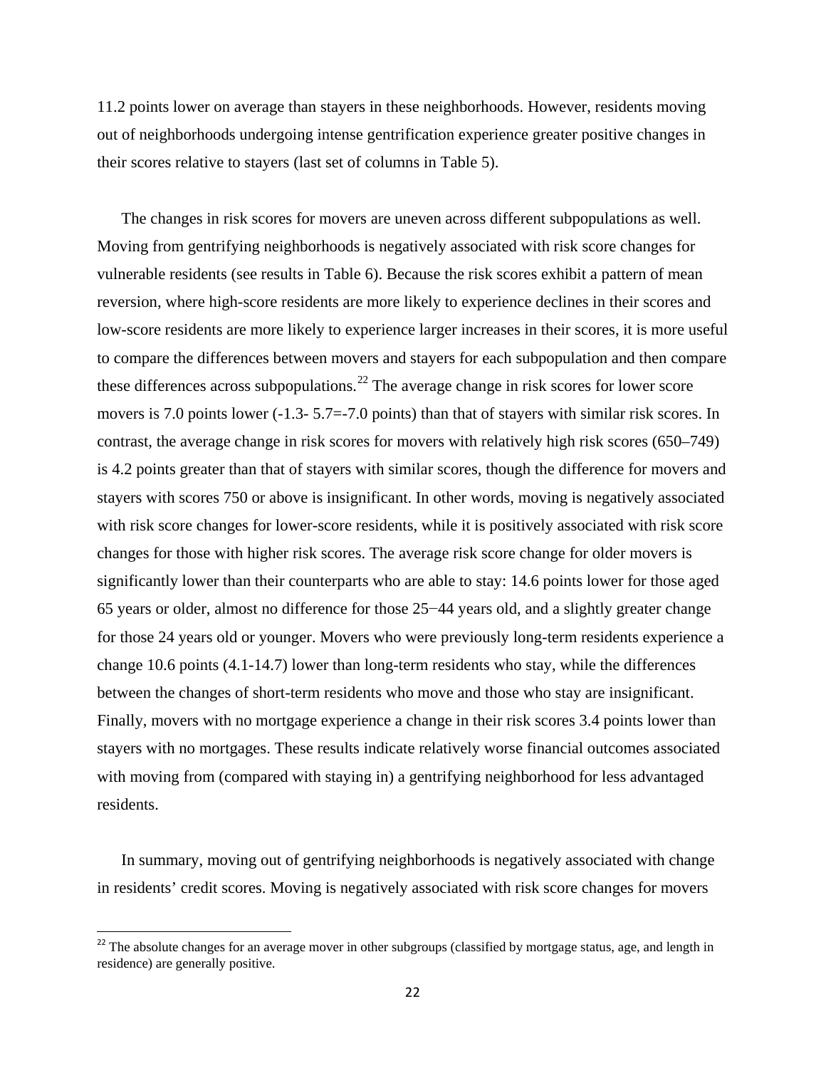11.2 points lower on average than stayers in these neighborhoods. However, residents moving out of neighborhoods undergoing intense gentrification experience greater positive changes in their scores relative to stayers (last set of columns in Table 5).

The changes in risk scores for movers are uneven across different subpopulations as well. Moving from gentrifying neighborhoods is negatively associated with risk score changes for vulnerable residents (see results in Table 6). Because the risk scores exhibit a pattern of mean reversion, where high-score residents are more likely to experience declines in their scores and low-score residents are more likely to experience larger increases in their scores, it is more useful to compare the differences between movers and stayers for each subpopulation and then compare these differences across subpopulations.[22] The average change in risk scores for lower score movers is 7.0 points lower (-1.3- 5.7=-7.0 points) than that of stayers with similar risk scores. In contrast, the average change in risk scores for movers with relatively high risk scores (650–749) is 4.2 points greater than that of stayers with similar scores, though the difference for movers and stayers with scores 750 or above is insignificant. In other words, moving is negatively associated with risk score changes for lower-score residents, while it is positively associated with risk score changes for those with higher risk scores. The average risk score change for older movers is significantly lower than their counterparts who are able to stay: 14.6 points lower for those aged 65 years or older, almost no difference for those 25−44 years old, and a slightly greater change for those 24 years old or younger. Movers who were previously long-term residents experience a change 10.6 points (4.1-14.7) lower than long-term residents who stay, while the differences between the changes of short-term residents who move and those who stay are insignificant. Finally, movers with no mortgage experience a change in their risk scores 3.4 points lower than stayers with no mortgages. These results indicate relatively worse financial outcomes associated with moving from (compared with staying in) a gentrifying neighborhood for less advantaged residents.

In summary, moving out of gentrifying neighborhoods is negatively associated with change in residents' credit scores. Moving is negatively associated with risk score changes for movers

[22] The absolute changes for an average mover in other subgroups (classified by mortgage status, age, and length in residence) are generally positive.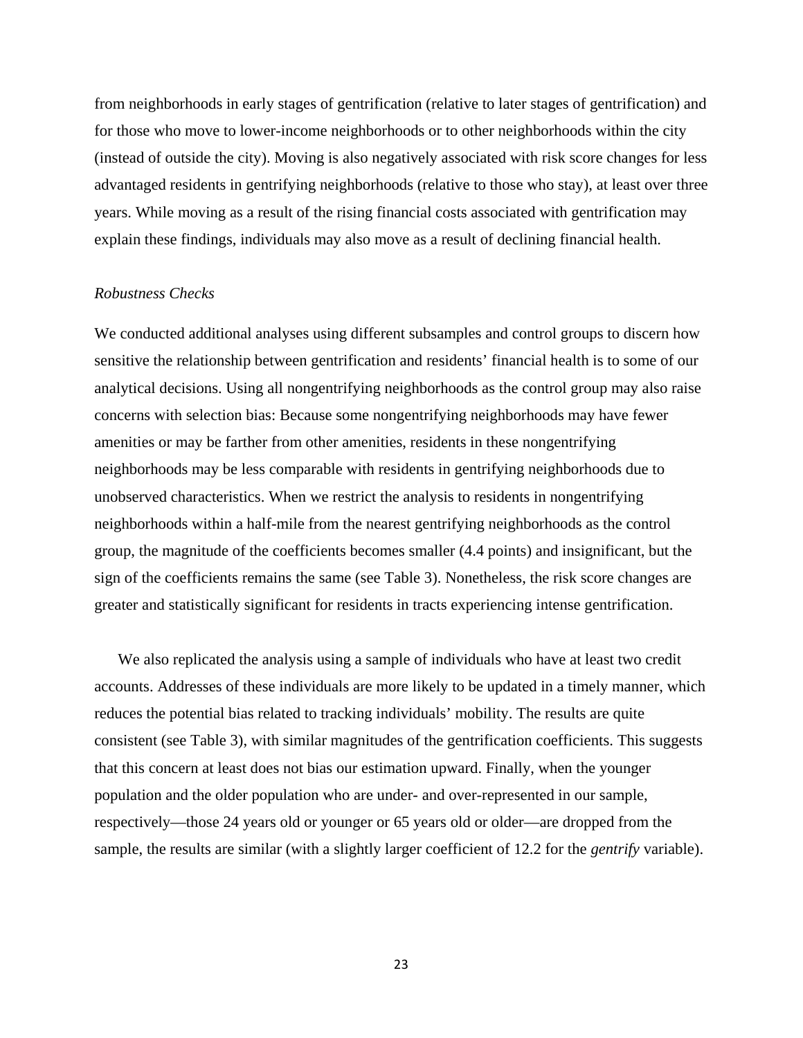from neighborhoods in early stages of gentrification (relative to later stages of gentrification) and for those who move to lower-income neighborhoods or to other neighborhoods within the city (instead of outside the city). Moving is also negatively associated with risk score changes for less advantaged residents in gentrifying neighborhoods (relative to those who stay), at least over three years. While moving as a result of the rising financial costs associated with gentrification may explain these findings, individuals may also move as a result of declining financial health.

*Robustness Checks*

We conducted additional analyses using different subsamples and control groups to discern how sensitive the relationship between gentrification and residents' financial health is to some of our analytical decisions. Using all nongentrifying neighborhoods as the control group may also raise concerns with selection bias: Because some nongentrifying neighborhoods may have fewer amenities or may be farther from other amenities, residents in these nongentrifying neighborhoods may be less comparable with residents in gentrifying neighborhoods due to unobserved characteristics. When we restrict the analysis to residents in nongentrifying neighborhoods within a half-mile from the nearest gentrifying neighborhoods as the control group, the magnitude of the coefficients becomes smaller (4.4 points) and insignificant, but the sign of the coefficients remains the same (see Table 3). Nonetheless, the risk score changes are greater and statistically significant for residents in tracts experiencing intense gentrification.

We also replicated the analysis using a sample of individuals who have at least two credit accounts. Addresses of these individuals are more likely to be updated in a timely manner, which reduces the potential bias related to tracking individuals' mobility. The results are quite consistent (see Table 3), with similar magnitudes of the gentrification coefficients. This suggests that this concern at least does not bias our estimation upward. Finally, when the younger population and the older population who are under- and over-represented in our sample, respectively—those 24 years old or younger or 65 years old or older—are dropped from the sample, the results are similar (with a slightly larger coefficient of 12.2 for the *gentrify* variable).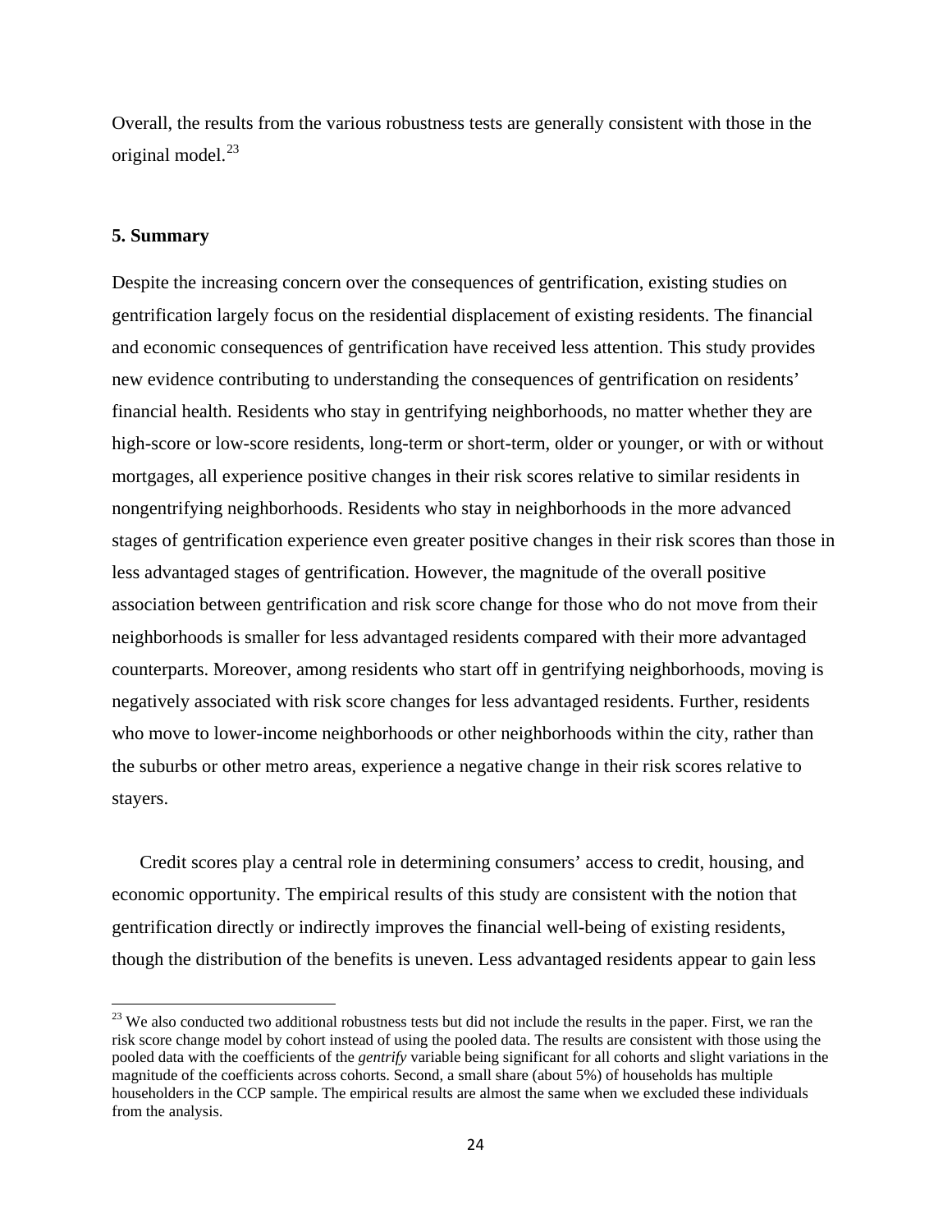Overall, the results from the various robustness tests are generally consistent with those in the original model.[23]

## 5. Summary

Despite the increasing concern over the consequences of gentrification, existing studies on gentrification largely focus on the residential displacement of existing residents. The financial and economic consequences of gentrification have received less attention. This study provides new evidence contributing to understanding the consequences of gentrification on residents' financial health. Residents who stay in gentrifying neighborhoods, no matter whether they are high-score or low-score residents, long-term or short-term, older or younger, or with or without mortgages, all experience positive changes in their risk scores relative to similar residents in nongentrifying neighborhoods. Residents who stay in neighborhoods in the more advanced stages of gentrification experience even greater positive changes in their risk scores than those in less advantaged stages of gentrification. However, the magnitude of the overall positive association between gentrification and risk score change for those who do not move from their neighborhoods is smaller for less advantaged residents compared with their more advantaged counterparts. Moreover, among residents who start off in gentrifying neighborhoods, moving is negatively associated with risk score changes for less advantaged residents. Further, residents who move to lower-income neighborhoods or other neighborhoods within the city, rather than the suburbs or other metro areas, experience a negative change in their risk scores relative to stayers.

Credit scores play a central role in determining consumers' access to credit, housing, and economic opportunity. The empirical results of this study are consistent with the notion that gentrification directly or indirectly improves the financial well-being of existing residents, though the distribution of the benefits is uneven. Less advantaged residents appear to gain less

---

[23] We also conducted two additional robustness tests but did not include the results in the paper. First, we ran the risk score change model by cohort instead of using the pooled data. The results are consistent with those using the pooled data with the coefficients of the *gentrify* variable being significant for all cohorts and slight variations in the magnitude of the coefficients across cohorts. Second, a small share (about 5%) of households has multiple householders in the CCP sample. The empirical results are almost the same when we excluded these individuals from the analysis.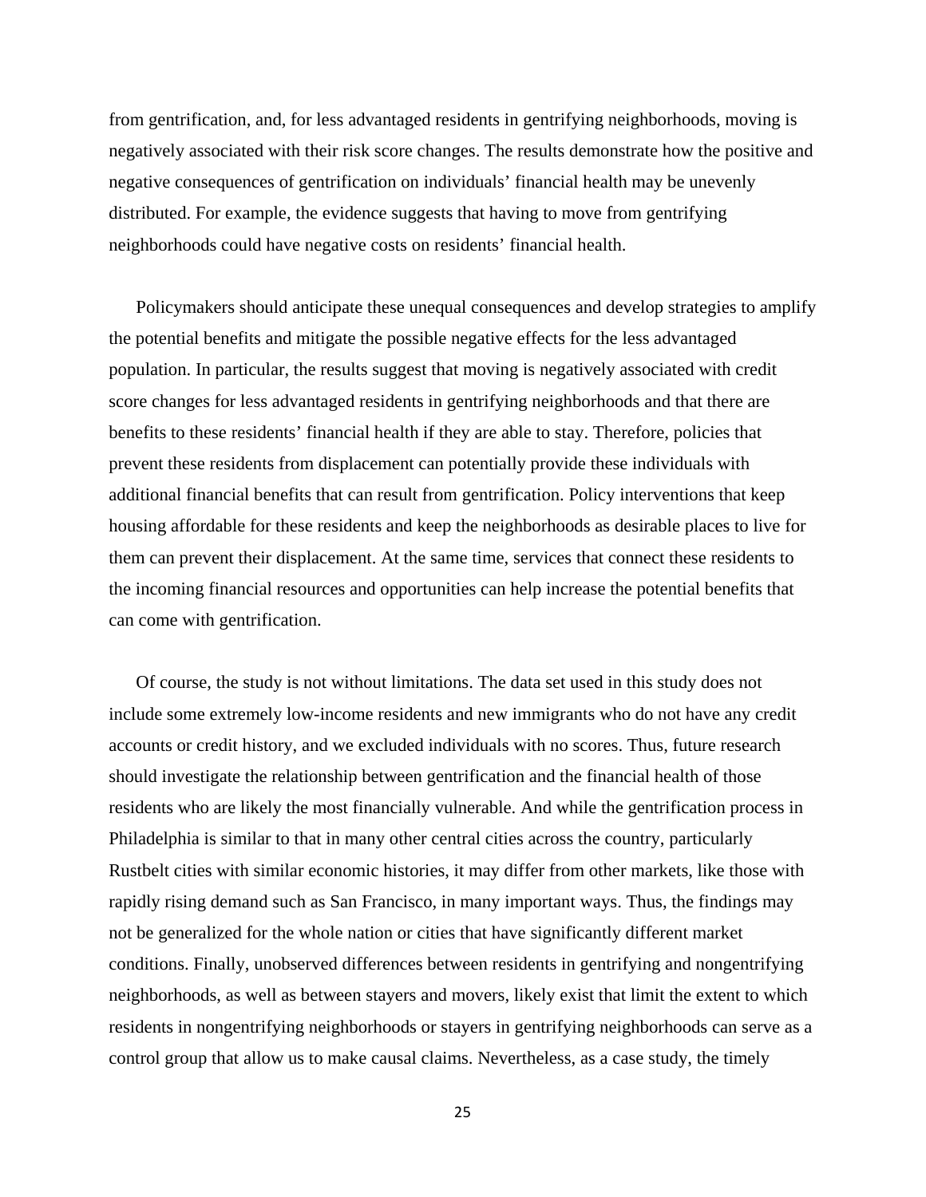from gentrification, and, for less advantaged residents in gentrifying neighborhoods, moving is negatively associated with their risk score changes. The results demonstrate how the positive and negative consequences of gentrification on individuals' financial health may be unevenly distributed. For example, the evidence suggests that having to move from gentrifying neighborhoods could have negative costs on residents' financial health.

Policymakers should anticipate these unequal consequences and develop strategies to amplify the potential benefits and mitigate the possible negative effects for the less advantaged population. In particular, the results suggest that moving is negatively associated with credit score changes for less advantaged residents in gentrifying neighborhoods and that there are benefits to these residents' financial health if they are able to stay. Therefore, policies that prevent these residents from displacement can potentially provide these individuals with additional financial benefits that can result from gentrification. Policy interventions that keep housing affordable for these residents and keep the neighborhoods as desirable places to live for them can prevent their displacement. At the same time, services that connect these residents to the incoming financial resources and opportunities can help increase the potential benefits that can come with gentrification.

Of course, the study is not without limitations. The data set used in this study does not include some extremely low-income residents and new immigrants who do not have any credit accounts or credit history, and we excluded individuals with no scores. Thus, future research should investigate the relationship between gentrification and the financial health of those residents who are likely the most financially vulnerable. And while the gentrification process in Philadelphia is similar to that in many other central cities across the country, particularly Rustbelt cities with similar economic histories, it may differ from other markets, like those with rapidly rising demand such as San Francisco, in many important ways. Thus, the findings may not be generalized for the whole nation or cities that have significantly different market conditions. Finally, unobserved differences between residents in gentrifying and nongentrifying neighborhoods, as well as between stayers and movers, likely exist that limit the extent to which residents in nongentrifying neighborhoods or stayers in gentrifying neighborhoods can serve as a control group that allow us to make causal claims. Nevertheless, as a case study, the timely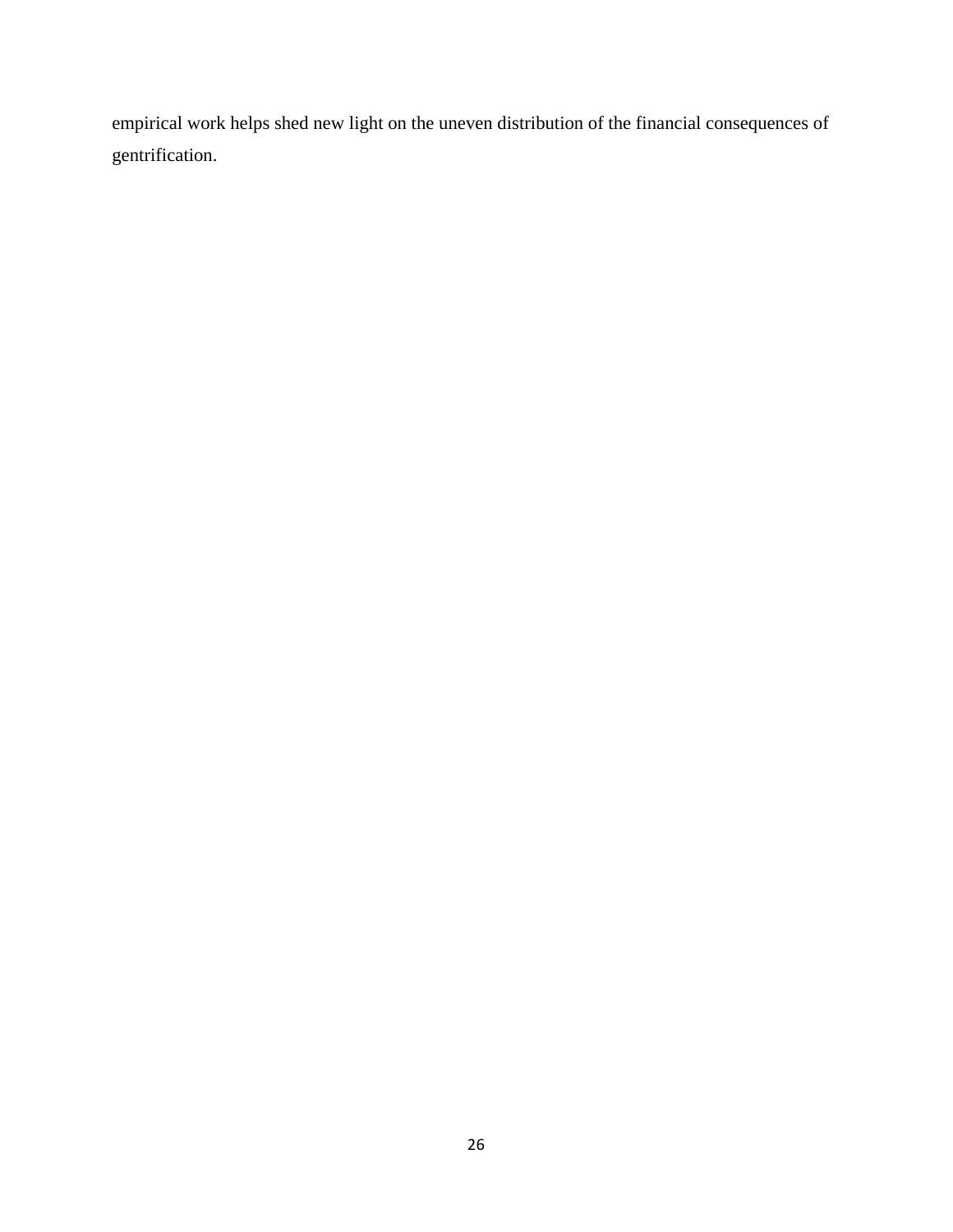empirical work helps shed new light on the uneven distribution of the financial consequences of gentrification.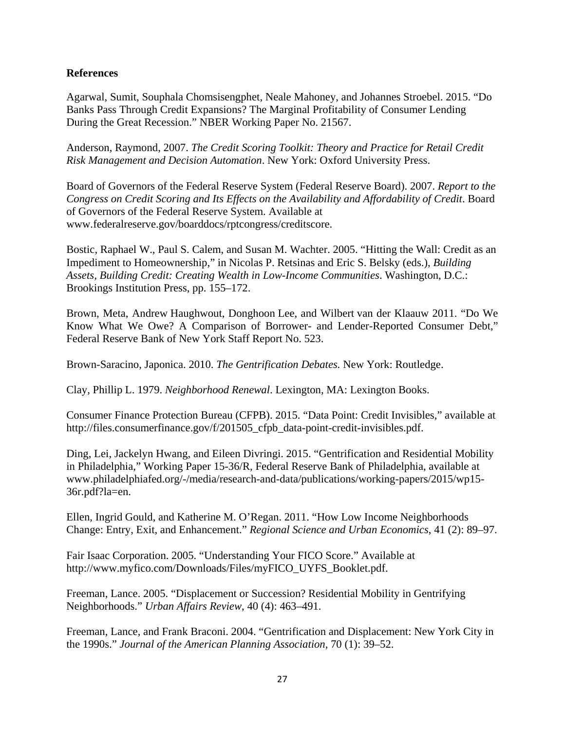**References**

Agarwal, Sumit, Souphala Chomsisengphet, Neale Mahoney, and Johannes Stroebel. 2015. "Do Banks Pass Through Credit Expansions? The Marginal Profitability of Consumer Lending During the Great Recession." NBER Working Paper No. 21567.

Anderson, Raymond, 2007. *The Credit Scoring Toolkit: Theory and Practice for Retail Credit Risk Management and Decision Automation*. New York: Oxford University Press.

Board of Governors of the Federal Reserve System (Federal Reserve Board). 2007. *Report to the Congress on Credit Scoring and Its Effects on the Availability and Affordability of Credit*. Board of Governors of the Federal Reserve System. Available at www.federalreserve.gov/boarddocs/rptcongress/creditscore.

Bostic, Raphael W., Paul S. Calem, and Susan M. Wachter. 2005. "Hitting the Wall: Credit as an Impediment to Homeownership," in Nicolas P. Retsinas and Eric S. Belsky (eds.), *Building Assets, Building Credit: Creating Wealth in Low-Income Communities*. Washington, D.C.: Brookings Institution Press, pp. 155–172.

Brown, Meta, Andrew Haughwout, Donghoon Lee, and Wilbert van der Klaauw 2011. "Do We Know What We Owe? A Comparison of Borrower- and Lender-Reported Consumer Debt," Federal Reserve Bank of New York Staff Report No. 523.

Brown-Saracino, Japonica. 2010. *The Gentrification Debates.* New York: Routledge.

Clay, Phillip L. 1979. *Neighborhood Renewal*. Lexington, MA: Lexington Books.

Consumer Finance Protection Bureau (CFPB). 2015. "Data Point: Credit Invisibles," available at http://files.consumerfinance.gov/f/201505_cfpb_data-point-credit-invisibles.pdf.

Ding, Lei, Jackelyn Hwang, and Eileen Divringi. 2015. "Gentrification and Residential Mobility in Philadelphia," Working Paper 15-36/R, Federal Reserve Bank of Philadelphia, available at www.philadelphiafed.org/-/media/research-and-data/publications/working-papers/2015/wp15-36r.pdf?la=en.

Ellen, Ingrid Gould, and Katherine M. O'Regan. 2011. "How Low Income Neighborhoods Change: Entry, Exit, and Enhancement." *Regional Science and Urban Economics*, 41 (2): 89–97.

Fair Isaac Corporation. 2005. "Understanding Your FICO Score." Available at http://www.myfico.com/Downloads/Files/myFICO_UYFS_Booklet.pdf.

Freeman, Lance. 2005. "Displacement or Succession? Residential Mobility in Gentrifying Neighborhoods." *Urban Affairs Review*, 40 (4): 463–491.

Freeman, Lance, and Frank Braconi. 2004. "Gentrification and Displacement: New York City in the 1990s." *Journal of the American Planning Association*, 70 (1): 39–52.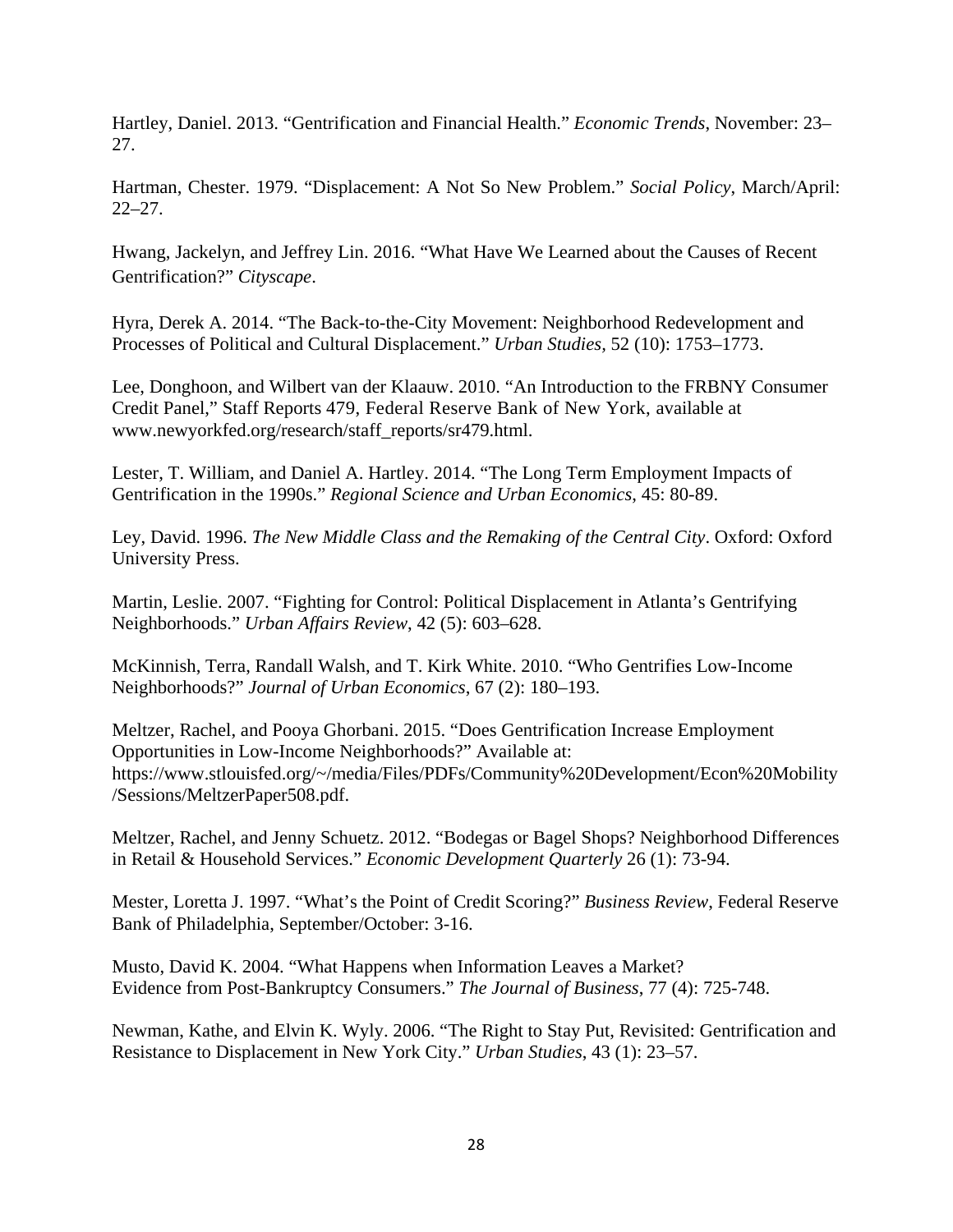Hartley, Daniel. 2013. "Gentrification and Financial Health." *Economic Trends*, November: 23–27.

Hartman, Chester. 1979. "Displacement: A Not So New Problem." *Social Policy*, March/April: 22–27.

Hwang, Jackelyn, and Jeffrey Lin. 2016. "What Have We Learned about the Causes of Recent Gentrification?" *Cityscape*.

Hyra, Derek A. 2014. "The Back-to-the-City Movement: Neighborhood Redevelopment and Processes of Political and Cultural Displacement." *Urban Studies*, 52 (10): 1753–1773.

Lee, Donghoon, and Wilbert van der Klaauw. 2010. "An Introduction to the FRBNY Consumer Credit Panel," Staff Reports 479, Federal Reserve Bank of New York, available at www.newyorkfed.org/research/staff_reports/sr479.html.

Lester, T. William, and Daniel A. Hartley. 2014. "The Long Term Employment Impacts of Gentrification in the 1990s." *Regional Science and Urban Economics*, 45: 80-89.

Ley, David. 1996. *The New Middle Class and the Remaking of the Central City*. Oxford: Oxford University Press.

Martin, Leslie. 2007. "Fighting for Control: Political Displacement in Atlanta's Gentrifying Neighborhoods." *Urban Affairs Review*, 42 (5): 603–628.

McKinnish, Terra, Randall Walsh, and T. Kirk White. 2010. "Who Gentrifies Low-Income Neighborhoods?" *Journal of Urban Economics*, 67 (2): 180–193.

Meltzer, Rachel, and Pooya Ghorbani. 2015. "Does Gentrification Increase Employment Opportunities in Low-Income Neighborhoods?" Available at: https://www.stlouisfed.org/~/media/Files/PDFs/Community%20Development/Econ%20Mobility/Sessions/MeltzerPaper508.pdf.

Meltzer, Rachel, and Jenny Schuetz. 2012. "Bodegas or Bagel Shops? Neighborhood Differences in Retail & Household Services." *Economic Development Quarterly* 26 (1): 73-94.

Mester, Loretta J. 1997. "What's the Point of Credit Scoring?" *Business Review*, Federal Reserve Bank of Philadelphia, September/October: 3-16.

Musto, David K. 2004. "What Happens when Information Leaves a Market? Evidence from Post-Bankruptcy Consumers." *The Journal of Business*, 77 (4): 725-748.

Newman, Kathe, and Elvin K. Wyly. 2006. "The Right to Stay Put, Revisited: Gentrification and Resistance to Displacement in New York City." *Urban Studies*, 43 (1): 23–57.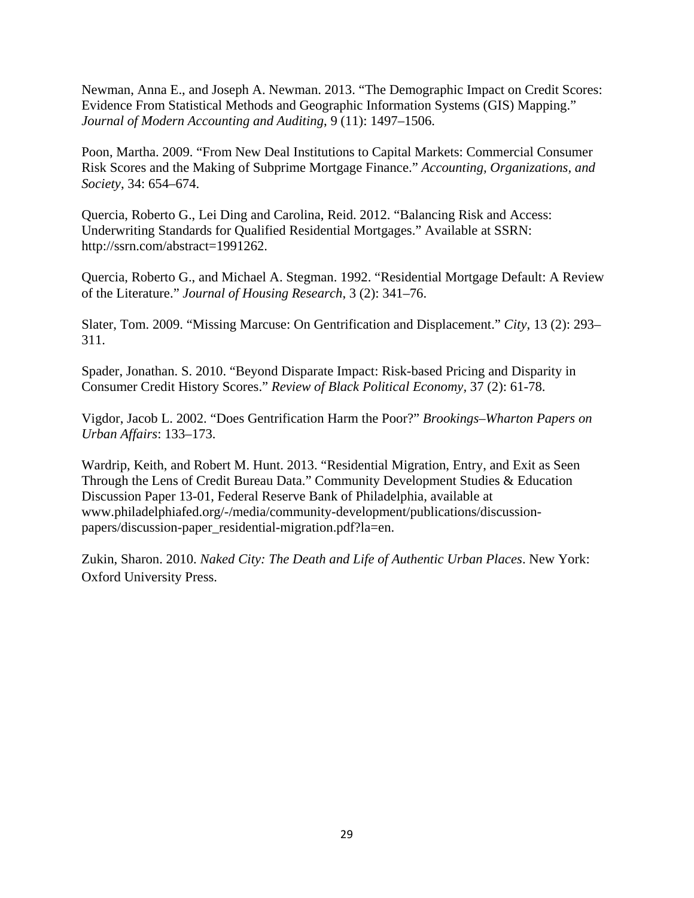Newman, Anna E., and Joseph A. Newman. 2013. “The Demographic Impact on Credit Scores: Evidence From Statistical Methods and Geographic Information Systems (GIS) Mapping.” *Journal of Modern Accounting and Auditing*, 9 (11): 1497–1506.

Poon, Martha. 2009. “From New Deal Institutions to Capital Markets: Commercial Consumer Risk Scores and the Making of Subprime Mortgage Finance.” *Accounting, Organizations, and Society*, 34: 654–674.

Quercia, Roberto G., Lei Ding and Carolina, Reid. 2012. “Balancing Risk and Access: Underwriting Standards for Qualified Residential Mortgages.” Available at SSRN: http://ssrn.com/abstract=1991262.

Quercia, Roberto G., and Michael A. Stegman. 1992. “Residential Mortgage Default: A Review of the Literature.” *Journal of Housing Research*, 3 (2): 341–76.

Slater, Tom. 2009. “Missing Marcuse: On Gentrification and Displacement.” *City*, 13 (2): 293–311.

Spader, Jonathan. S. 2010. “Beyond Disparate Impact: Risk-based Pricing and Disparity in Consumer Credit History Scores.” *Review of Black Political Economy*, 37 (2): 61-78.

Vigdor, Jacob L. 2002. “Does Gentrification Harm the Poor?” *Brookings–Wharton Papers on Urban Affairs*: 133–173.

Wardrip, Keith, and Robert M. Hunt. 2013. “Residential Migration, Entry, and Exit as Seen Through the Lens of Credit Bureau Data.” Community Development Studies & Education Discussion Paper 13-01, Federal Reserve Bank of Philadelphia, available at www.philadelphiafed.org/-/media/community-development/publications/discussion-papers/discussion-paper_residential-migration.pdf?la=en.

Zukin, Sharon. 2010. *Naked City: The Death and Life of Authentic Urban Places*. New York: Oxford University Press.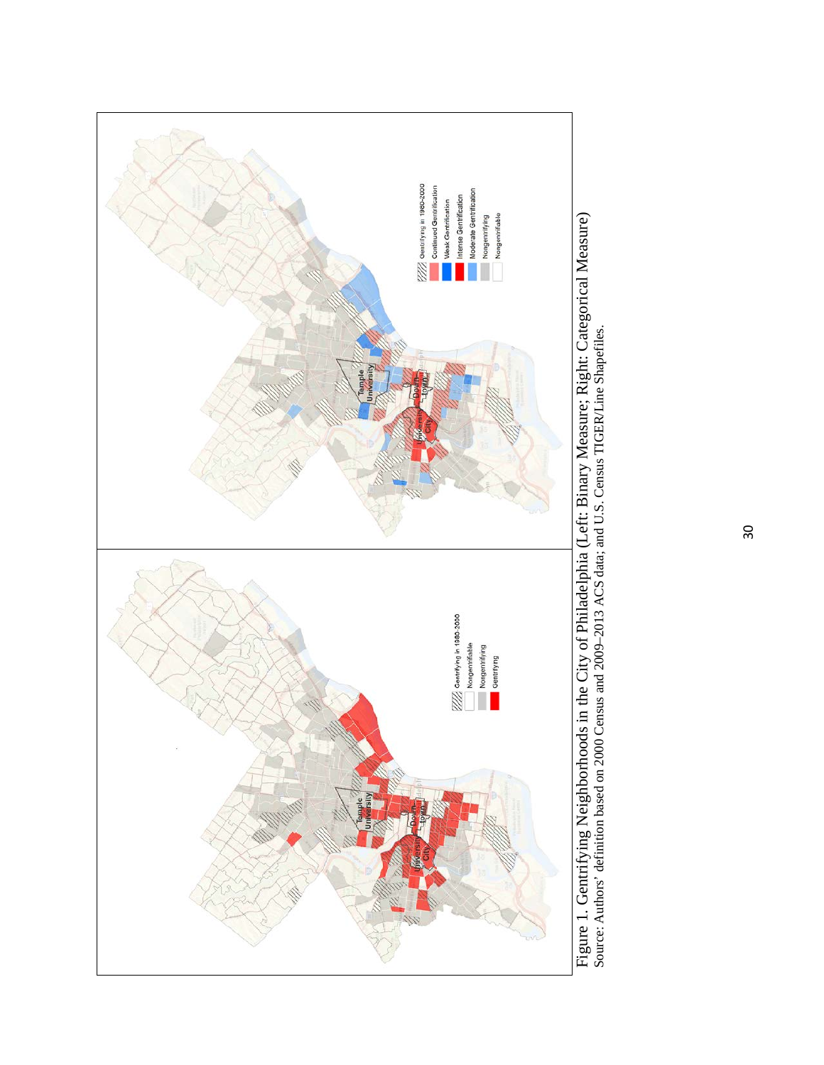Figure 1. Gentrifying Neighborhoods in the City of Philadelphia (Left: Binary Measure; Right: Categorical Measure)
Source: Authors' definition based on 2000 Census and 2009–2013 ACS data; and U.S. Census TIGER/Line Shapefiles.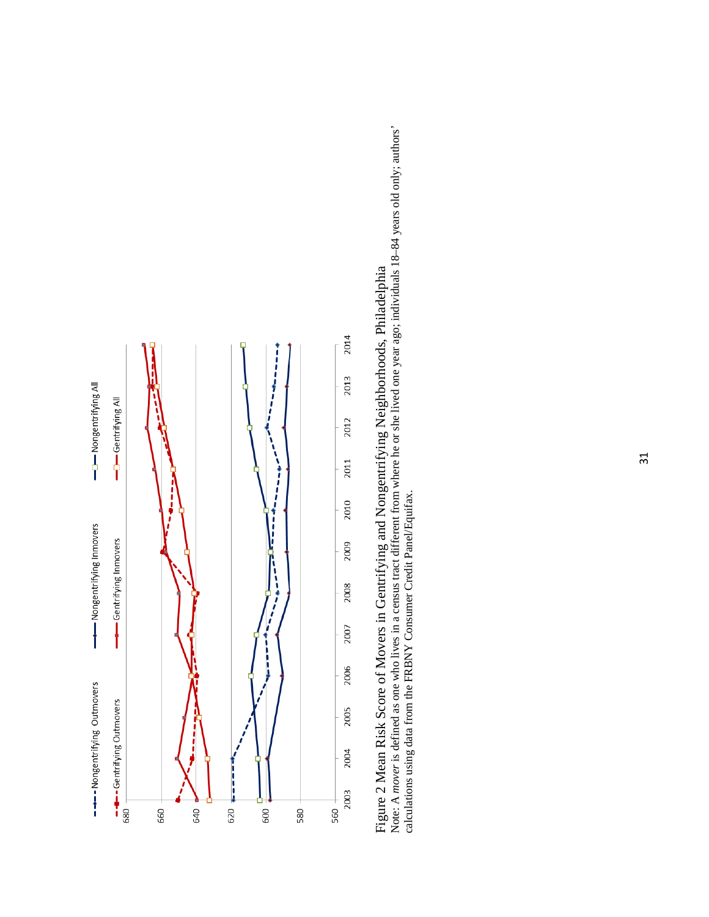Figure 2 Mean Risk Score of Movers in Gentrifying and Nongentrifying Neighborhoods, Philadelphia

Note: A *mover* is defined as one who lives in a census tract different from where he or she lived one year ago; individuals 18–84 years old only; authors' calculations using data from the FRBNY Consumer Credit Panel/Equifax.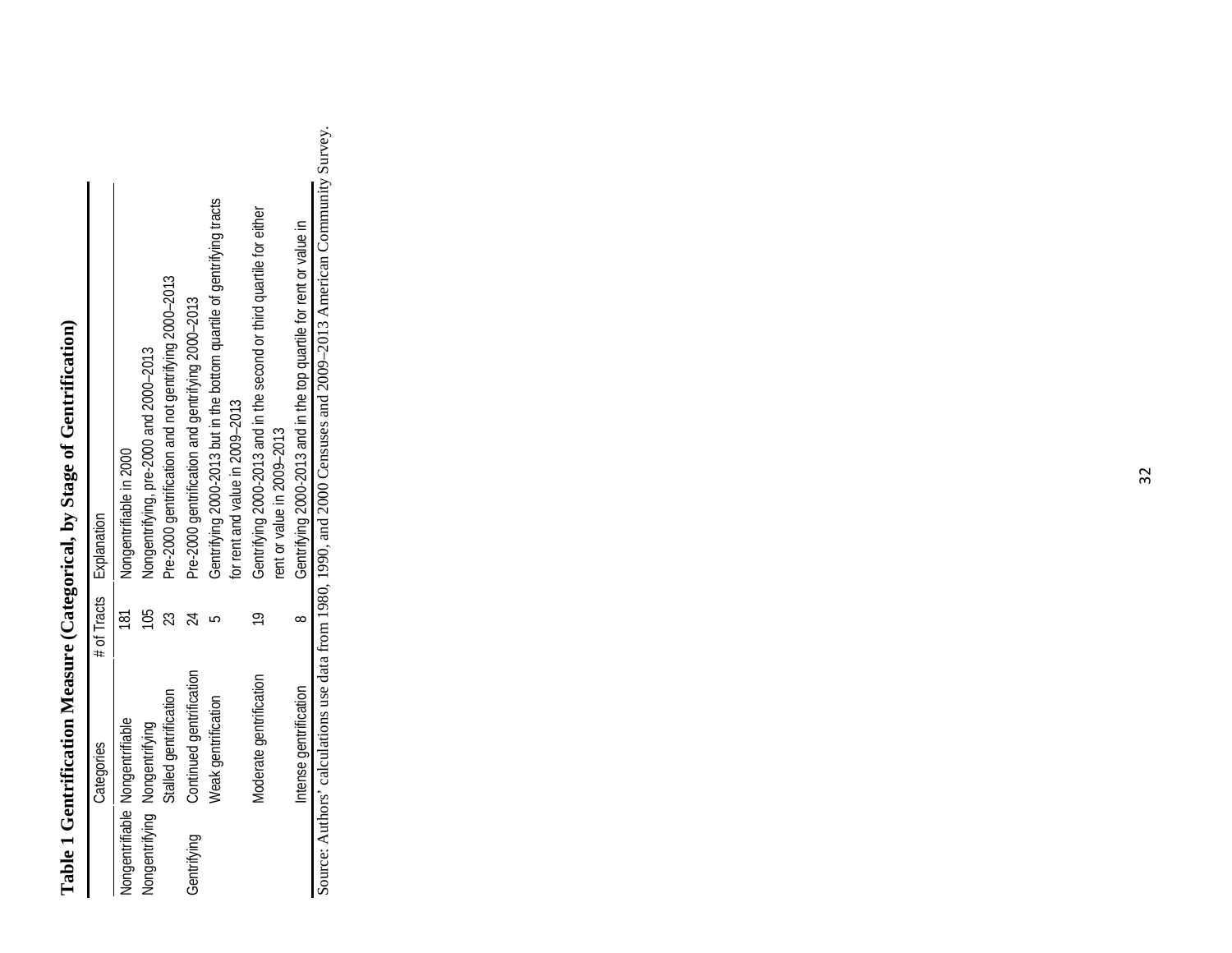**Table 1 Gentrification Measure (Categorical, by Stage of Gentrification)**

| | Categories | # of Tracts | Explanation |
|---|---|---|---|
| Nongentrifiable | Nongentrifiable | 181 | Nongentrifiable in 2000 |
| Nongentrifying | Nongentrifying | 105 | Nongentrifying, pre-2000 and 2000–2013 |
| | Stalled gentrification | 23 | Pre-2000 gentrification and not gentrifying 2000–2013 |
| Gentrifying | Continued gentrification | 24 | Pre-2000 gentrification and gentrifying 2000–2013 |
| | Weak gentrification | 5 | Gentrifying 2000-2013 but in the bottom quartile of gentrifying tracts for rent and value in 2009–2013 |
| | Moderate gentrification | 19 | Gentrifying 2000-2013 and in the second or third quartile for either rent or value in 2009–2013 |
| | Intense gentrification | 8 | Gentrifying 2000-2013 and in the top quartile for rent or value in |

Source: Authors' calculations use data from 1980, 1990, and 2000 Censuses and 2009–2013 American Community Survey.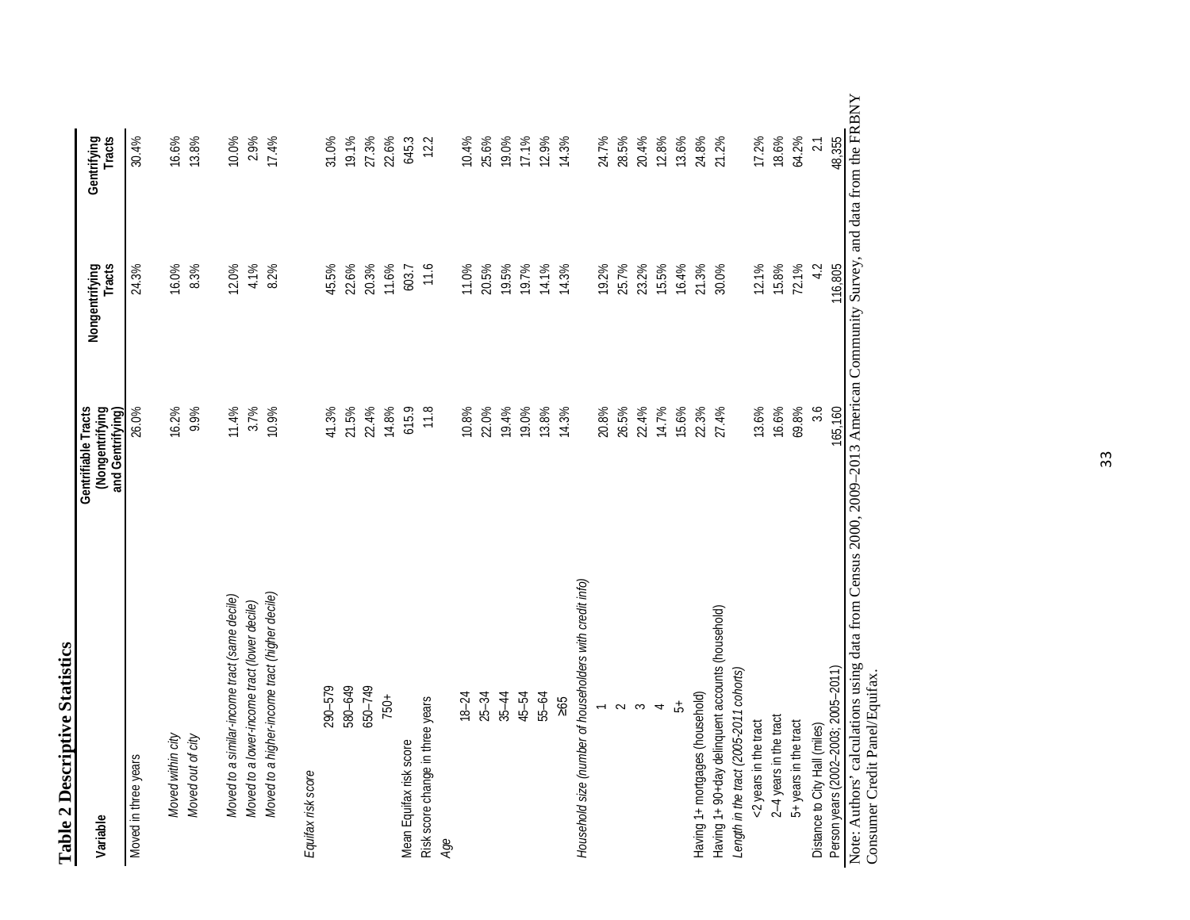# Table 2 Descriptive Statistics

| Variable | Gentrifiable Tracts (Nongentrifying and Gentrifying) | Nongentrifying Tracts | Gentrifying Tracts |
|---|---|---|---|
| Moved in three years | 26.0% | 24.3% | 30.4% |
| *Moved within city* | 16.2% | 16.0% | 16.6% |
| *Moved out of city* | 9.9% | 8.3% | 13.8% |
| *Moved to a similar-income tract (same decile)* | 11.4% | 12.0% | 10.0% |
| *Moved to a lower-income tract (lower decile)* | 3.7% | 4.1% | 2.9% |
| *Moved to a higher-income tract (higher decile)* | 10.9% | 8.2% | 17.4% |
| *Equifax risk score* | | | |
| 290–579 | 41.3% | 45.5% | 31.0% |
| 580–649 | 21.5% | 22.6% | 19.1% |
| 650–749 | 22.4% | 20.3% | 27.3% |
| 750+ | 14.8% | 11.6% | 22.6% |
| Mean Equifax risk score | 615.9 | 603.7 | 645.3 |
| Risk score change in three years | 11.8 | 11.6 | 12.2 |
| *Age* | | | |
| 18–24 | 10.8% | 11.0% | 10.4% |
| 25–34 | 22.0% | 20.5% | 25.6% |
| 35–44 | 19.4% | 19.5% | 19.0% |
| 45–54 | 19.0% | 19.7% | 17.1% |
| 55–64 | 13.8% | 14.1% | 12.9% |
| ≥65 | 14.3% | 14.3% | 14.3% |
| *Household size (number of householders with credit info)* | | | |
| 1 | 20.8% | 19.2% | 24.7% |
| 2 | 26.5% | 25.7% | 28.5% |
| 3 | 22.4% | 23.2% | 20.4% |
| 4 | 14.7% | 15.5% | 12.8% |
| 5+ | 15.6% | 16.4% | 13.6% |
| Having 1+ mortgages (household) | 22.3% | 21.3% | 24.8% |
| Having 1+ 90+day delinquent accounts (household) | 27.4% | 30.0% | 21.2% |
| *Length in the tract (2005-2011 cohorts)* | | | |
| <2 years in the tract | 13.6% | 12.1% | 17.2% |
| 2–4 years in the tract | 16.6% | 15.8% | 18.6% |
| 5+ years in the tract | 69.8% | 72.1% | 64.2% |
| Distance to City Hall (miles) | 3.6 | 4.2 | 2.1 |
| Person years (2002–2003; 2005–2011) | 165,160 | 116,805 | 48,355 |

Note: Authors' calculations using data from Census 2000, 2009–2013 American Community Survey, and data from the FRBNY Consumer Credit Panel/Equifax.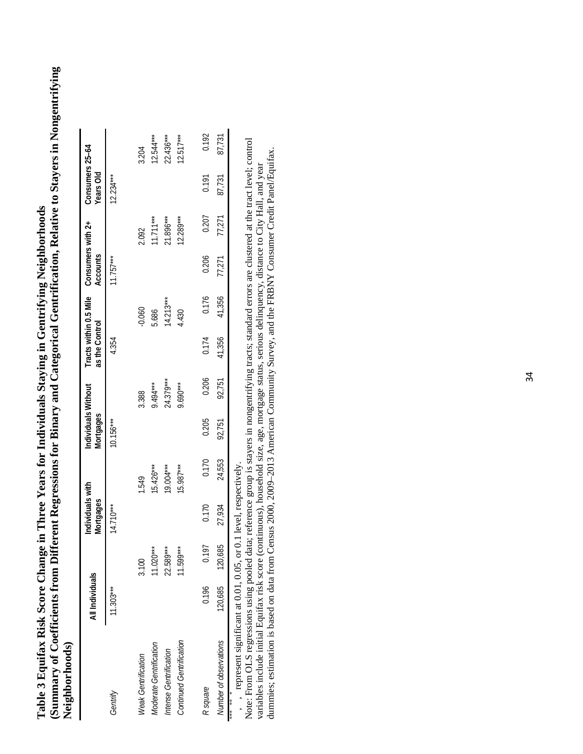**Table 3 Equifax Risk Score Change in Three Years for Individuals Staying in Gentrifying Neighborhoods (Summary of Coefficients from Different Regressions for Binary and Categorical Gentrification, Relative to Stayers in Nongentrifying Neighborhoods)**

| | All Individuals | | Individuals with Mortgages | | Individuals Without Mortgages | | Tracts within 0.5 Mile as the Control | | Consumers with 2+ Accounts | | Consumers 25–64 Years Old | |
|---|---|---|---|---|---|---|---|---|---|---|---|---|
| *Gentrify* | 11.303*** | | 14.710*** | | 10.156*** | | 4.354 | | 11.757*** | | 12.234*** | |
| *Weak Gentrification* | | 3.100 | | 1.549 | | 3.388 | | -0.060 | | 2.092 | | 3.204 |
| *Moderate Gentrification* | | 11.020*** | | 15.426*** | | 9.494*** | | 5.686 | | 11.711*** | | 12.544*** |
| *Intense Gentrification* | | 22.589*** | | 19.004*** | | 24.379*** | | 14.213*** | | 21.896*** | | 22.436*** |
| *Continued Gentrification* | | 11.599*** | | 15.987*** | | 9.690*** | | 4.430 | | 12.289*** | | 12.517*** |
| *R square* | 0.196 | 0.197 | 0.170 | 0.170 | 0.205 | 0.206 | 0.174 | 0.176 | 0.206 | 0.207 | 0.191 | 0.192 |
| *Number of observations* | 120,685 | 120,685 | 27,934 | 24,553 | 92,751 | 92,751 | 41,356 | 41,356 | 77,271 | 77,271 | 87,731 | 87,731 |

***, **, * represent significant at 0.01, 0.05, or 0.1 level, respectively.

Note: From OLS regressions using pooled data; reference group is stayers in nongentrifying tracts; standard errors are clustered at the tract level; control variables include initial Equifax risk score (continuous), household size, age, mortgage status, serious delinquency, distance to City Hall, and year dummies; estimation is based on data from Census 2000, 2009–2013 American Community Survey, and the FRBNY Consumer Credit Panel/Equifax.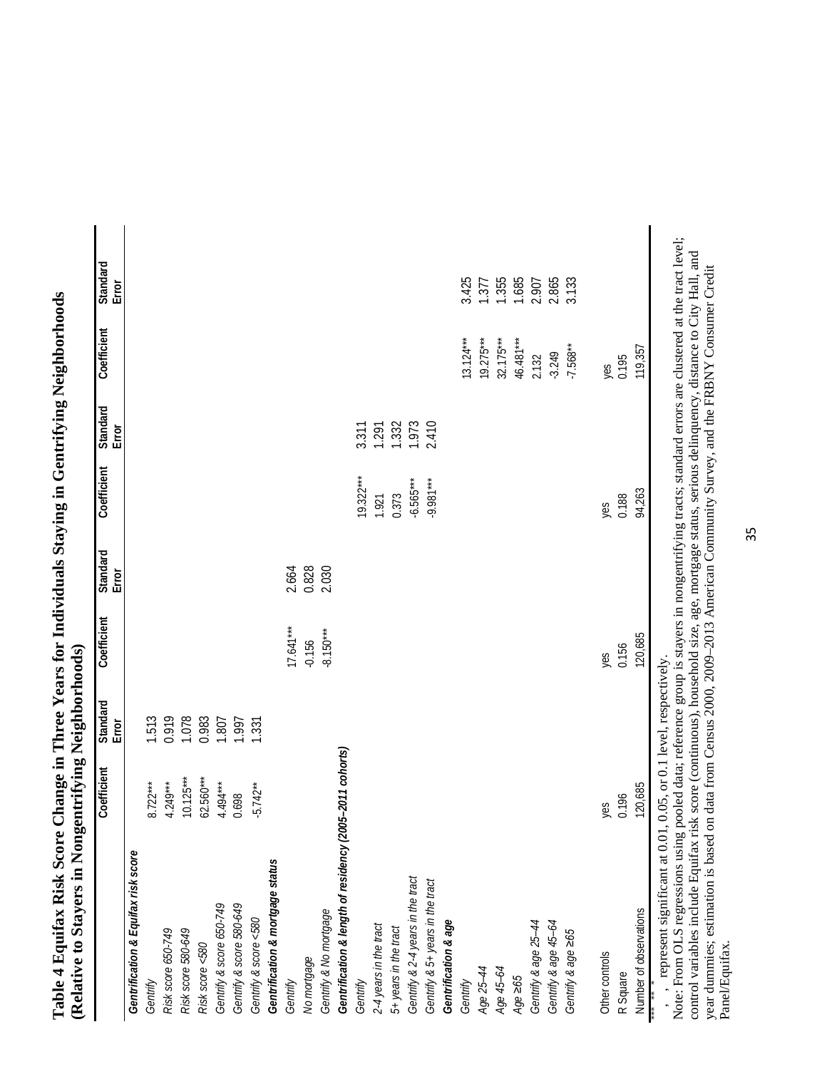# Table 4 Equifax Risk Score Change in Three Years for Individuals Staying in Gentrifying Neighborhoods (Relative to Stayers in Nongentrifying Neighborhoods)

| | Coefficient | Standard Error | Coefficient | Standard Error | Coefficient | Standard Error | Coefficient | Standard Error |
|---|---|---|---|---|---|---|---|---|
| ***Gentrification & Equifax risk score*** | | | | | | | | |
| *Gentrify* | 8.722*** | 1.513 | | | | | | |
| *Risk score 650-749* | 4.249*** | 0.919 | | | | | | |
| *Risk score 580-649* | 10.125*** | 1.078 | | | | | | |
| *Risk score <580* | 62.560*** | 0.983 | | | | | | |
| *Gentrify & score 650-749* | 4.494*** | 1.807 | | | | | | |
| *Gentrify & score 580-649* | 0.698 | 1.997 | | | | | | |
| *Gentrify & score <580* | -5.742** | 1.331 | | | | | | |
| ***Gentrification & mortgage status*** | | | | | | | | |
| *Gentrify* | | | 17.641*** | 2.664 | | | | |
| *No mortgage* | | | -0.156 | 0.828 | | | | |
| *Gentrify & No mortgage* | | | -8.150*** | 2.030 | | | | |
| ***Gentrification & length of residency (2005–2011 cohorts)*** | | | | | | | | |
| *Gentrify* | | | | | 19.322*** | 3.311 | | |
| *2-4 years in the tract* | | | | | 1.921 | 1.291 | | |
| *5+ years in the tract* | | | | | 0.373 | 1.332 | | |
| *Gentrify & 2-4 years in the tract* | | | | | -6.565*** | 1.973 | | |
| *Gentrify & 5+ years in the tract* | | | | | -9.981*** | 2.410 | | |
| ***Gentrification & age*** | | | | | | | | |
| *Gentrify* | | | | | | | 13.124*** | 3.425 |
| *Age 25–44* | | | | | | | 19.275*** | 1.377 |
| *Age 45–64* | | | | | | | 32.175*** | 1.355 |
| *Age ≥65* | | | | | | | 46.481*** | 1.685 |
| *Gentrify & age 25–44* | | | | | | | 2.132 | 2.907 |
| *Gentrify & age 45–64* | | | | | | | -3.249 | 2.865 |
| *Gentrify & age ≥65* | | | | | | | -7.568** | 3.133 |
| Other controls | yes | | yes | | yes | | yes | |
| R Square | 0.196 | | 0.156 | | 0.188 | | 0.195 | |
| Number of observations | 120,685 | | 120,685 | | 94,263 | | 119,357 | |

***, **, * represent significant at 0.01, 0.05, or 0.1 level, respectively.

Note: From OLS regressions using pooled data; reference group is stayers in nongentrifying tracts; standard errors are clustered at the tract level; control variables include Equifax risk score (continuous), household size, age, mortgage status, serious delinquency, distance to City Hall, and year dummies; estimation is based on data from Census 2000, 2009–2013 American Community Survey, and the FRBNY Consumer Credit Panel/Equifax.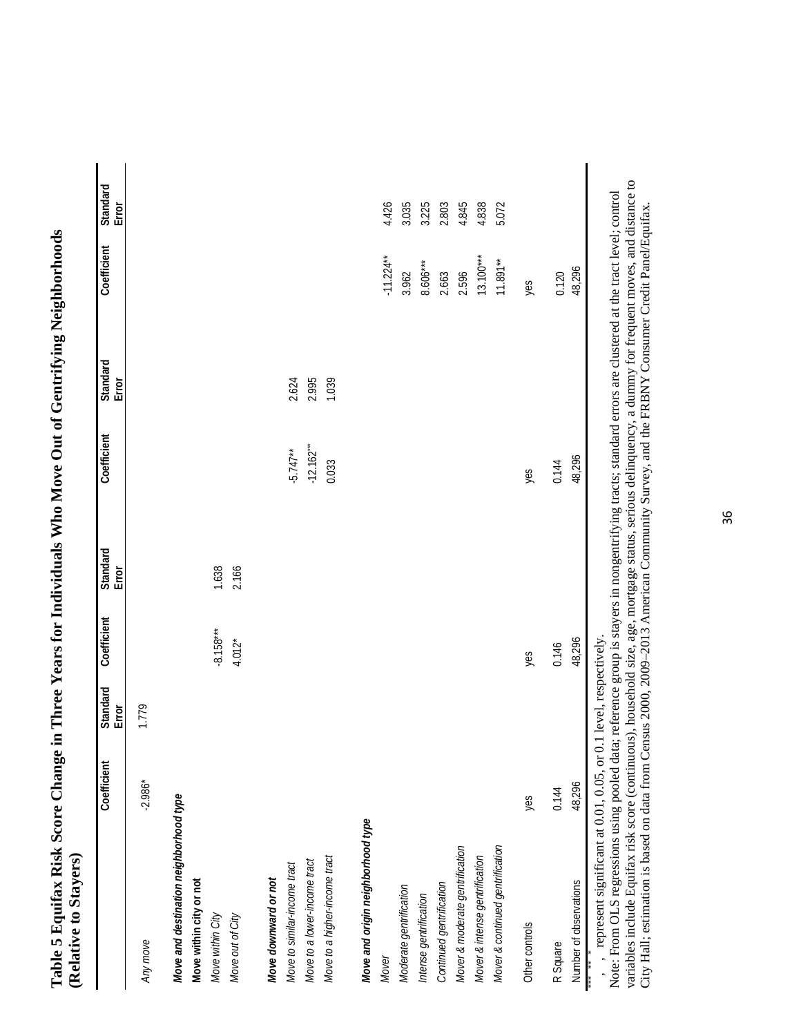# Table 5 Equifax Risk Score Change in Three Years for Individuals Who Move Out of Gentrifying Neighborhoods (Relative to Stayers)

| | Coefficient | Standard Error | Coefficient | Standard Error | Coefficient | Standard Error | Coefficient | Standard Error |
|---|---|---|---|---|---|---|---|---|
| *Any move* | -2.986* | 1.779 | | | | | | |
| ***Move and destination neighborhood type*** | | | | | | | | |
| **Move within city or not** | | | | | | | | |
| *Move within City* | | | -8.158*** | 1.638 | | | | |
| *Move out of City* | | | 4.012* | 2.166 | | | | |
| ***Move downward or not*** | | | | | | | | |
| *Move to similar-income tract* | | | | | -5.747** | 2.624 | | |
| *Move to a lower-income tract* | | | | | -12.162*** | 2.995 | | |
| *Move to a higher-income tract* | | | | | 0.033 | 1.039 | | |
| ***Move and origin neighborhood type*** | | | | | | | | |
| *Mover* | | | | | | | -11.224** | 4.426 |
| *Moderate gentrification* | | | | | | | 3.962 | 3.035 |
| *Intense gentrification* | | | | | | | 8.606*** | 3.225 |
| *Continued gentrification* | | | | | | | 2.663 | 2.803 |
| *Mover & moderate gentrification* | | | | | | | 2.596 | 4.845 |
| *Mover & intense gentrification* | | | | | | | 13.100*** | 4.838 |
| *Mover & continued gentrification* | | | | | | | 11.891** | 5.072 |
| Other controls | yes | | yes | | yes | | yes | |
| R Square | 0.144 | | 0.146 | | 0.144 | | 0.120 | |
| Number of observations | 48,296 | | 48,296 | | 48,296 | | 48,296 | |

***, **, * represent significant at 0.01, 0.05, or 0.1 level, respectively.

Note: From OLS regressions using pooled data; reference group is stayers in nongentrifying tracts; standard errors are clustered at the tract level; control variables include Equifax risk score (continuous), household size, age, mortgage status, serious delinquency, a dummy for frequent moves, and distance to City Hall; estimation is based on data from Census 2000, 2009–2013 American Community Survey, and the FRBNY Consumer Credit Panel/Equifax.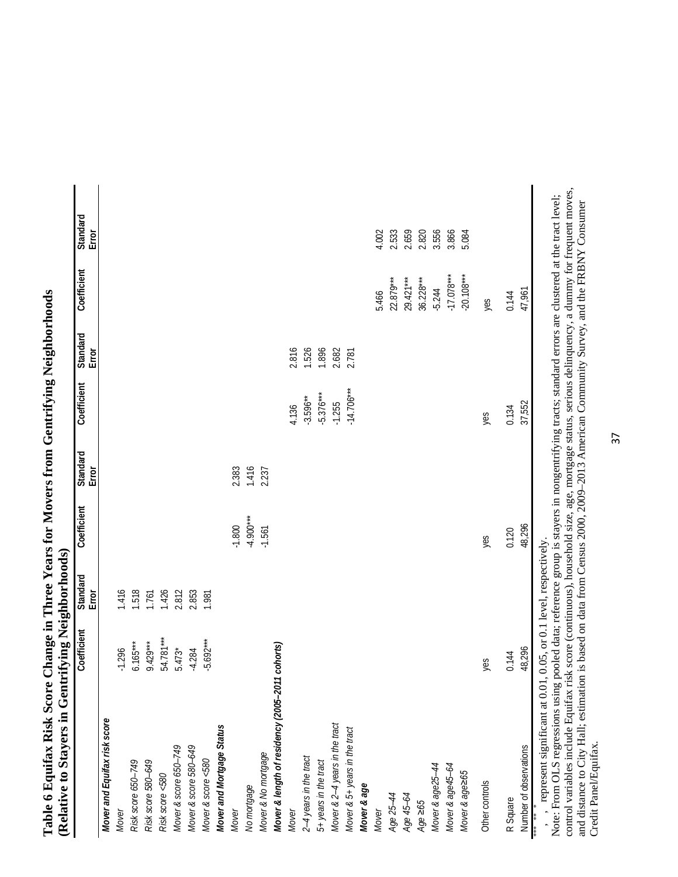# Table 6 Equifax Risk Score Change in Three Years for Movers from Gentrifying Neighborhoods (Relative to Stayers in Gentrifying Neighborhoods)

| | Coefficient | Standard Error | Coefficient | Standard Error | Coefficient | Standard Error | Coefficient | Standard Error |
|---|---|---|---|---|---|---|---|---|
| ***Mover and Equifax risk score*** | | | | | | | | |
| *Mover* | -1.296 | 1.416 | | | | | | |
| *Risk score 650–749* | 6.165*** | 1.518 | | | | | | |
| *Risk score 580–649* | 9.429*** | 1.761 | | | | | | |
| *Risk score <580* | 54.781*** | 1.426 | | | | | | |
| *Mover & score 650–749* | 5.473* | 2.812 | | | | | | |
| *Mover & score 580–649* | -4.284 | 2.853 | | | | | | |
| *Mover & score <580* | -5.692*** | 1.981 | | | | | | |
| ***Mover and Mortgage Status*** | | | | | | | | |
| *Mover* | | | -1.800 | 2.383 | | | | |
| *No mortgage* | | | -4.900*** | 1.416 | | | | |
| *Mover & No mortgage* | | | -1.561 | 2.237 | | | | |
| ***Mover & length of residency (2005–2011 cohorts)*** | | | | | | | | |
| *Mover* | | | | | 4.136 | 2.816 | | |
| *2–4 years in the tract* | | | | | -3.596** | 1.526 | | |
| *5+ years in the tract* | | | | | -5.376*** | 1.896 | | |
| *Mover & 2–4 years in the tract* | | | | | -1.255 | 2.682 | | |
| *Mover & 5+ years in the tract* | | | | | -14.706*** | 2.781 | | |
| ***Mover & age*** | | | | | | | | |
| *Mover* | | | | | | | 5.466 | 4.002 |
| *Age 25–44* | | | | | | | 22.879*** | 2.533 |
| *Age 45–64* | | | | | | | 29.421*** | 2.659 |
| *Age ≥65* | | | | | | | 36.228*** | 2.820 |
| *Mover & age25–44* | | | | | | | -5.244 | 3.556 |
| *Mover & age45–64* | | | | | | | -17.078*** | 3.866 |
| *Mover & age≥65* | | | | | | | -20.108*** | 5.084 |
| Other controls | yes | | yes | | yes | | yes | |
| R Square | 0.144 | | 0.120 | | 0.134 | | 0.144 | |
| Number of observations | 48,296 | | 48,296 | | 37,552 | | 47,961 | |

***, **, * represent significant at 0.01, 0.05, or 0.1 level, respectively.

Note: From OLS regressions using pooled data; reference group is stayers in nongentrifying tracts; standard errors are clustered at the tract level; control variables include Equifax risk score (continuous), household size, age, mortgage status, serious delinquency, a dummy for frequent moves, and distance to City Hall; estimation is based on data from Census 2000, 2009–2013 American Community Survey, and the FRBNY Consumer Credit Panel/Equifax.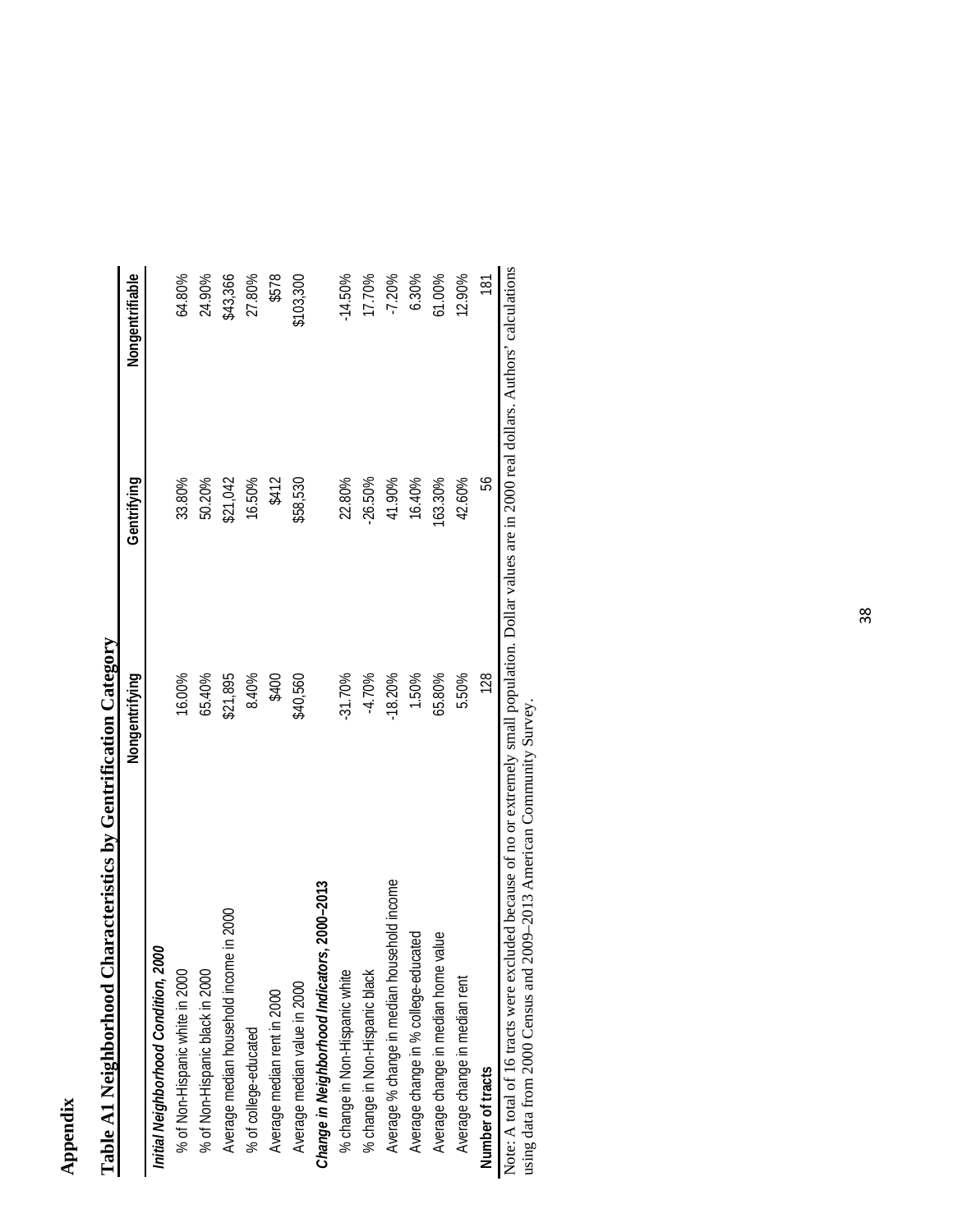## Appendix

### Table A1 Neighborhood Characteristics by Gentrification Category

| | Nongentrifying | Gentrifying | Nongentrifiable |
|---|---|---|---|
| ***Initial Neighborhood Condition, 2000*** | | | |
| % of Non-Hispanic white in 2000 | 16.00% | 33.80% | 64.80% |
| % of Non-Hispanic black in 2000 | 65.40% | 50.20% | 24.90% |
| Average median household income in 2000 | $21,895 | $21,042 | $43,366 |
| % of college-educated | 8.40% | 16.50% | 27.80% |
| Average median rent in 2000 | $400 | $412 | $578 |
| Average median value in 2000 | $40,560 | $58,530 | $103,300 |
| ***Change in Neighborhood Indicators, 2000–2013*** | | | |
| % change in Non-Hispanic white | -31.70% | 22.80% | -14.50% |
| % change in Non-Hispanic black | -4.70% | -26.50% | 17.70% |
| Average % change in median household income | -18.20% | 41.90% | -7.20% |
| Average change in % college-educated | 1.50% | 16.40% | 6.30% |
| Average change in median home value | 65.80% | 163.30% | 61.00% |
| Average change in median rent | 5.50% | 42.60% | 12.90% |
| **Number of tracts** | 128 | 56 | 181 |

Note: A total of 16 tracts were excluded because of no or extremely small population. Dollar values are in 2000 real dollars. Authors' calculations using data from 2000 Census and 2009–2013 American Community Survey.